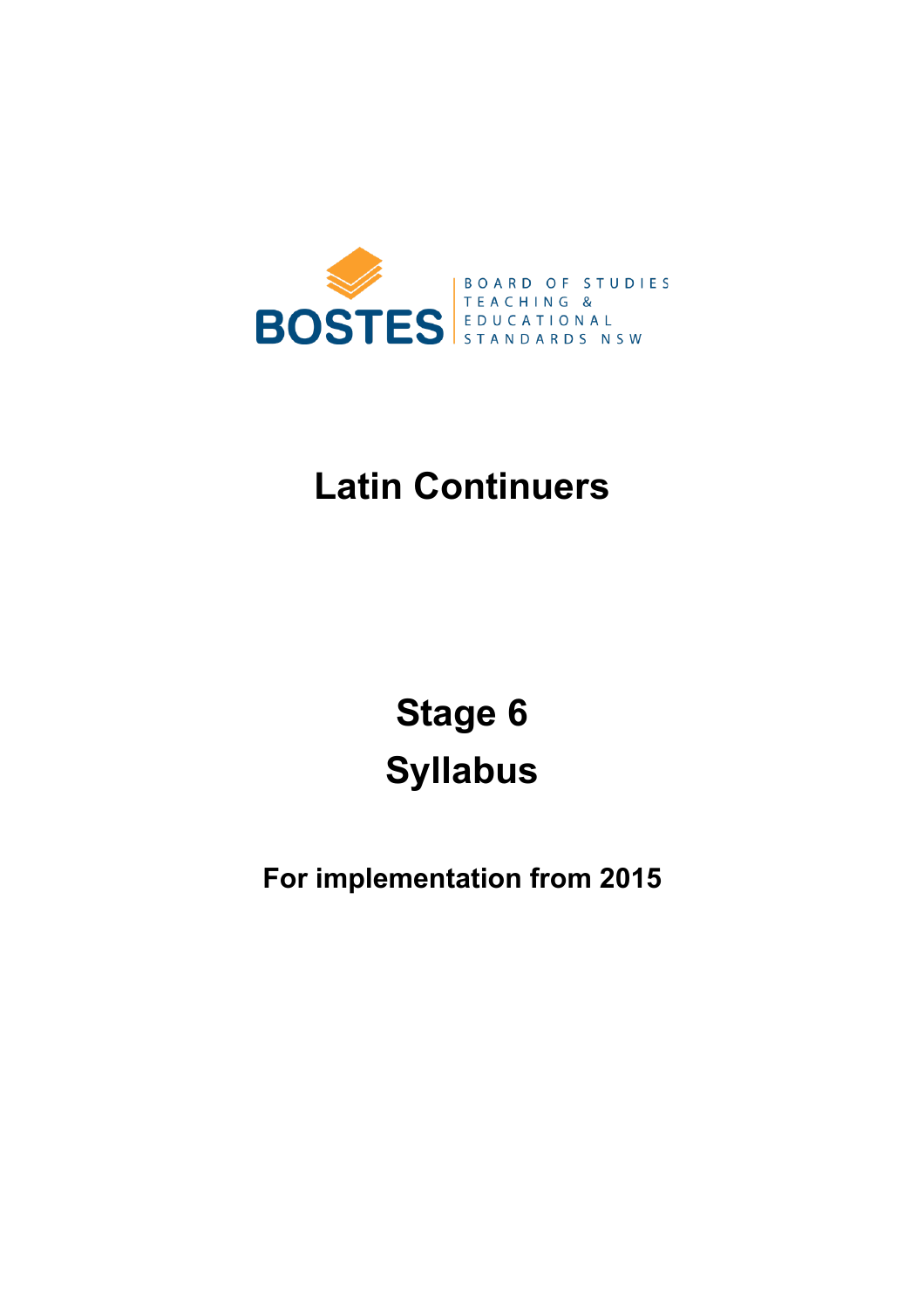BOSTES

BOARD OF STUDIES TEACHING & EDUCATIONAL STANDARDS NSW

# Latin Continuers

# Stage 6
# Syllabus

**For implementation from 2015**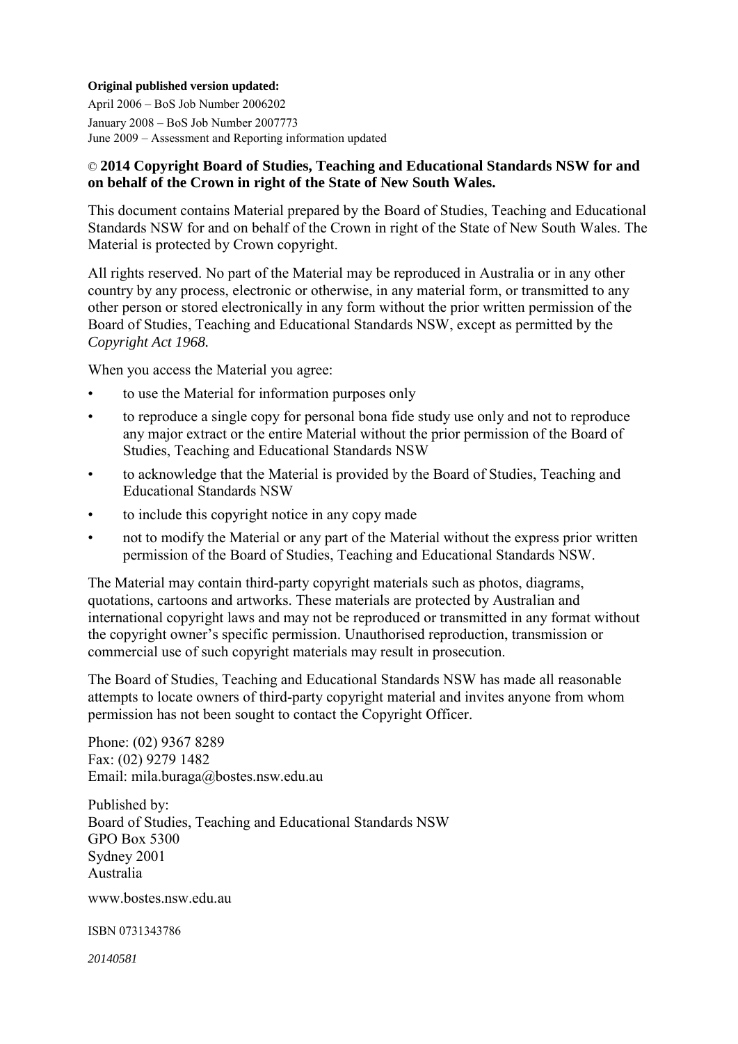**Original published version updated:**

April 2006 – BoS Job Number 2006202
January 2008 – BoS Job Number 2007773
June 2009 – Assessment and Reporting information updated

© **2014 Copyright Board of Studies, Teaching and Educational Standards NSW for and on behalf of the Crown in right of the State of New South Wales.**

This document contains Material prepared by the Board of Studies, Teaching and Educational Standards NSW for and on behalf of the Crown in right of the State of New South Wales. The Material is protected by Crown copyright.

All rights reserved. No part of the Material may be reproduced in Australia or in any other country by any process, electronic or otherwise, in any material form, or transmitted to any other person or stored electronically in any form without the prior written permission of the Board of Studies, Teaching and Educational Standards NSW, except as permitted by the *Copyright Act 1968.*

When you access the Material you agree:

- to use the Material for information purposes only
- to reproduce a single copy for personal bona fide study use only and not to reproduce any major extract or the entire Material without the prior permission of the Board of Studies, Teaching and Educational Standards NSW
- to acknowledge that the Material is provided by the Board of Studies, Teaching and Educational Standards NSW
- to include this copyright notice in any copy made
- not to modify the Material or any part of the Material without the express prior written permission of the Board of Studies, Teaching and Educational Standards NSW.

The Material may contain third-party copyright materials such as photos, diagrams, quotations, cartoons and artworks. These materials are protected by Australian and international copyright laws and may not be reproduced or transmitted in any format without the copyright owner's specific permission. Unauthorised reproduction, transmission or commercial use of such copyright materials may result in prosecution.

The Board of Studies, Teaching and Educational Standards NSW has made all reasonable attempts to locate owners of third-party copyright material and invites anyone from whom permission has not been sought to contact the Copyright Officer.

Phone: (02) 9367 8289
Fax: (02) 9279 1482
Email: mila.buraga@bostes.nsw.edu.au

Published by:
Board of Studies, Teaching and Educational Standards NSW
GPO Box 5300
Sydney 2001
Australia

www.bostes.nsw.edu.au

ISBN 0731343786

*20140581*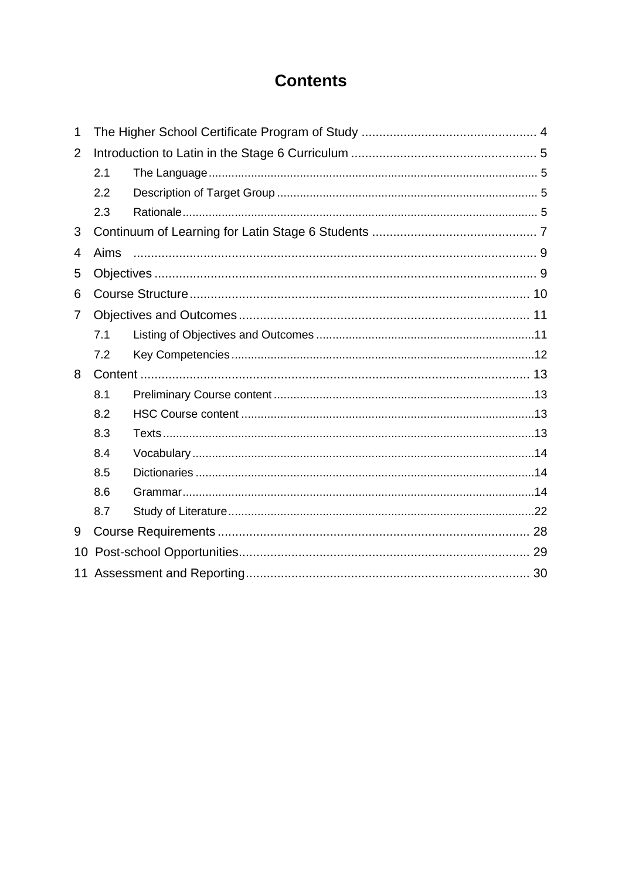# Contents

1 The Higher School Certificate Program of Study ... 4

2 Introduction to Latin in the Stage 6 Curriculum ... 5

- 2.1 The Language ... 5
- 2.2 Description of Target Group ... 5
- 2.3 Rationale ... 5

3 Continuum of Learning for Latin Stage 6 Students ... 7

4 Aims ... 9

5 Objectives ... 9

6 Course Structure ... 10

7 Objectives and Outcomes ... 11

- 7.1 Listing of Objectives and Outcomes ... 11
- 7.2 Key Competencies ... 12

8 Content ... 13

- 8.1 Preliminary Course content ... 13
- 8.2 HSC Course content ... 13
- 8.3 Texts ... 13
- 8.4 Vocabulary ... 14
- 8.5 Dictionaries ... 14
- 8.6 Grammar ... 14
- 8.7 Study of Literature ... 22

9 Course Requirements ... 28

10 Post-school Opportunities ... 29

11 Assessment and Reporting ... 30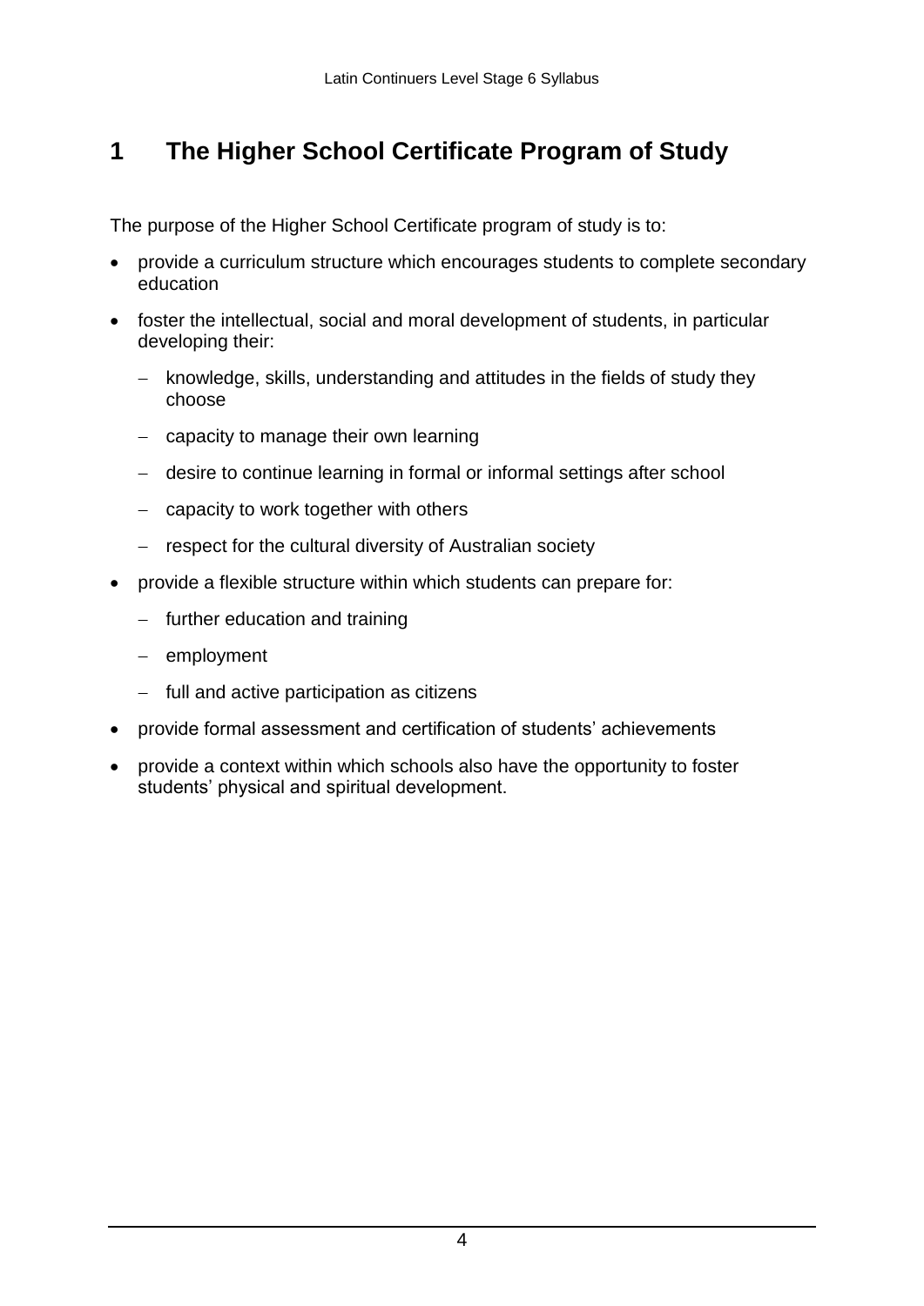# 1 The Higher School Certificate Program of Study

The purpose of the Higher School Certificate program of study is to:

- provide a curriculum structure which encourages students to complete secondary education
- foster the intellectual, social and moral development of students, in particular developing their:
  - knowledge, skills, understanding and attitudes in the fields of study they choose
  - capacity to manage their own learning
  - desire to continue learning in formal or informal settings after school
  - capacity to work together with others
  - respect for the cultural diversity of Australian society
- provide a flexible structure within which students can prepare for:
  - further education and training
  - employment
  - full and active participation as citizens
- provide formal assessment and certification of students' achievements
- provide a context within which schools also have the opportunity to foster students' physical and spiritual development.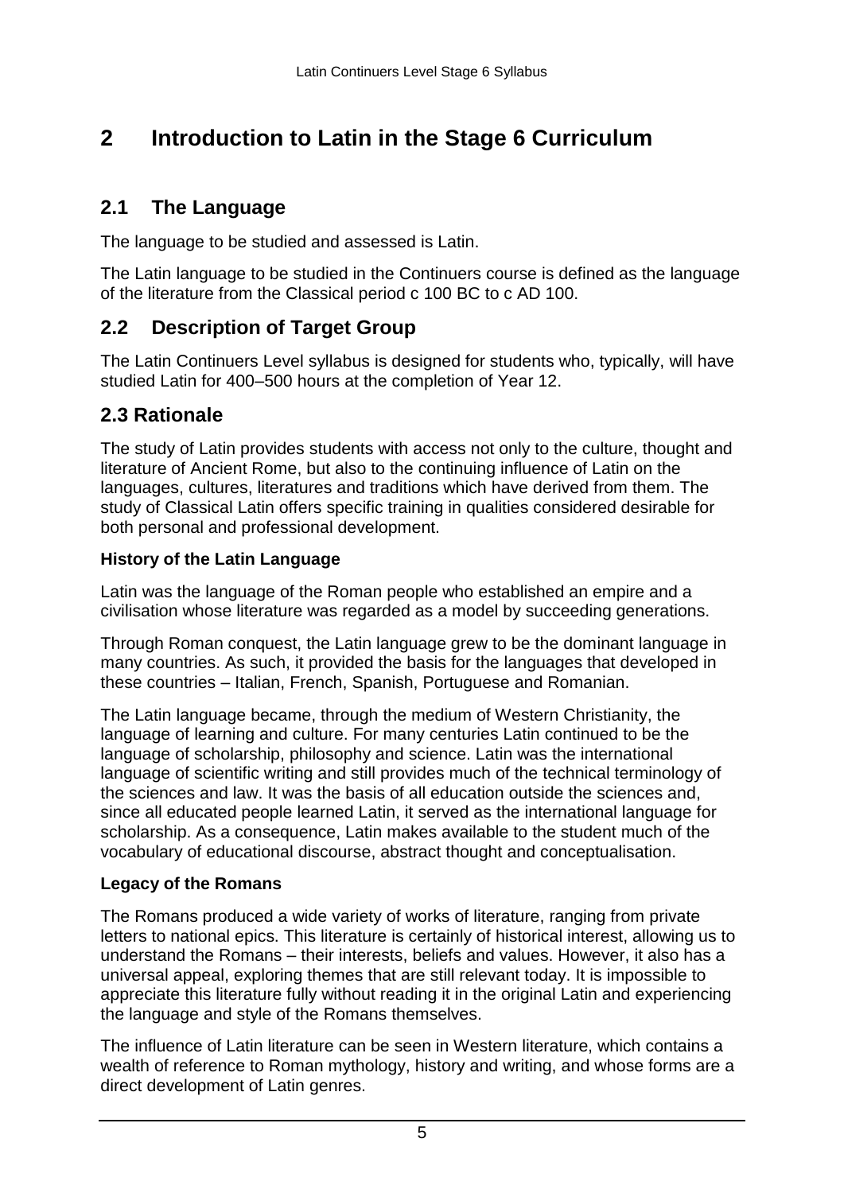# 2 Introduction to Latin in the Stage 6 Curriculum

## 2.1 The Language

The language to be studied and assessed is Latin.

The Latin language to be studied in the Continuers course is defined as the language of the literature from the Classical period c 100 BC to c AD 100.

## 2.2 Description of Target Group

The Latin Continuers Level syllabus is designed for students who, typically, will have studied Latin for 400–500 hours at the completion of Year 12.

## 2.3 Rationale

The study of Latin provides students with access not only to the culture, thought and literature of Ancient Rome, but also to the continuing influence of Latin on the languages, cultures, literatures and traditions which have derived from them. The study of Classical Latin offers specific training in qualities considered desirable for both personal and professional development.

### History of the Latin Language

Latin was the language of the Roman people who established an empire and a civilisation whose literature was regarded as a model by succeeding generations.

Through Roman conquest, the Latin language grew to be the dominant language in many countries. As such, it provided the basis for the languages that developed in these countries – Italian, French, Spanish, Portuguese and Romanian.

The Latin language became, through the medium of Western Christianity, the language of learning and culture. For many centuries Latin continued to be the language of scholarship, philosophy and science. Latin was the international language of scientific writing and still provides much of the technical terminology of the sciences and law. It was the basis of all education outside the sciences and, since all educated people learned Latin, it served as the international language for scholarship. As a consequence, Latin makes available to the student much of the vocabulary of educational discourse, abstract thought and conceptualisation.

### Legacy of the Romans

The Romans produced a wide variety of works of literature, ranging from private letters to national epics. This literature is certainly of historical interest, allowing us to understand the Romans – their interests, beliefs and values. However, it also has a universal appeal, exploring themes that are still relevant today. It is impossible to appreciate this literature fully without reading it in the original Latin and experiencing the language and style of the Romans themselves.

The influence of Latin literature can be seen in Western literature, which contains a wealth of reference to Roman mythology, history and writing, and whose forms are a direct development of Latin genres.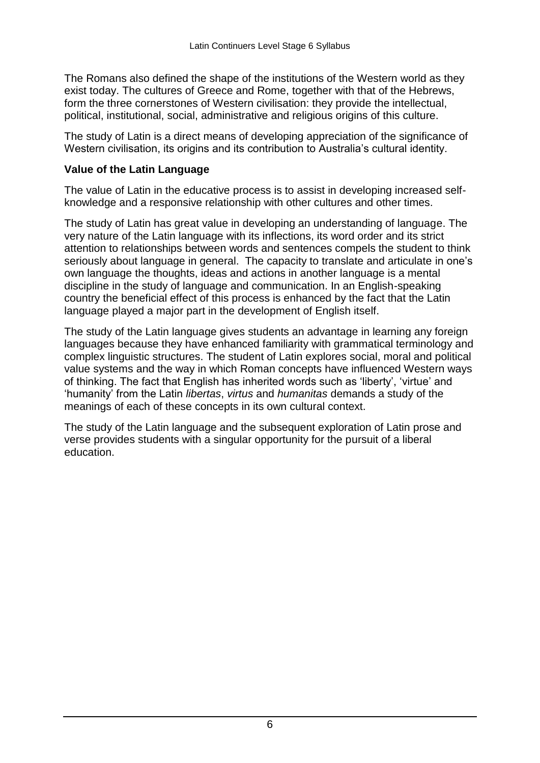The Romans also defined the shape of the institutions of the Western world as they exist today. The cultures of Greece and Rome, together with that of the Hebrews, form the three cornerstones of Western civilisation: they provide the intellectual, political, institutional, social, administrative and religious origins of this culture.

The study of Latin is a direct means of developing appreciation of the significance of Western civilisation, its origins and its contribution to Australia's cultural identity.

**Value of the Latin Language**

The value of Latin in the educative process is to assist in developing increased self-knowledge and a responsive relationship with other cultures and other times.

The study of Latin has great value in developing an understanding of language. The very nature of the Latin language with its inflections, its word order and its strict attention to relationships between words and sentences compels the student to think seriously about language in general. The capacity to translate and articulate in one's own language the thoughts, ideas and actions in another language is a mental discipline in the study of language and communication. In an English-speaking country the beneficial effect of this process is enhanced by the fact that the Latin language played a major part in the development of English itself.

The study of the Latin language gives students an advantage in learning any foreign languages because they have enhanced familiarity with grammatical terminology and complex linguistic structures. The student of Latin explores social, moral and political value systems and the way in which Roman concepts have influenced Western ways of thinking. The fact that English has inherited words such as 'liberty', 'virtue' and 'humanity' from the Latin *libertas*, *virtus* and *humanitas* demands a study of the meanings of each of these concepts in its own cultural context.

The study of the Latin language and the subsequent exploration of Latin prose and verse provides students with a singular opportunity for the pursuit of a liberal education.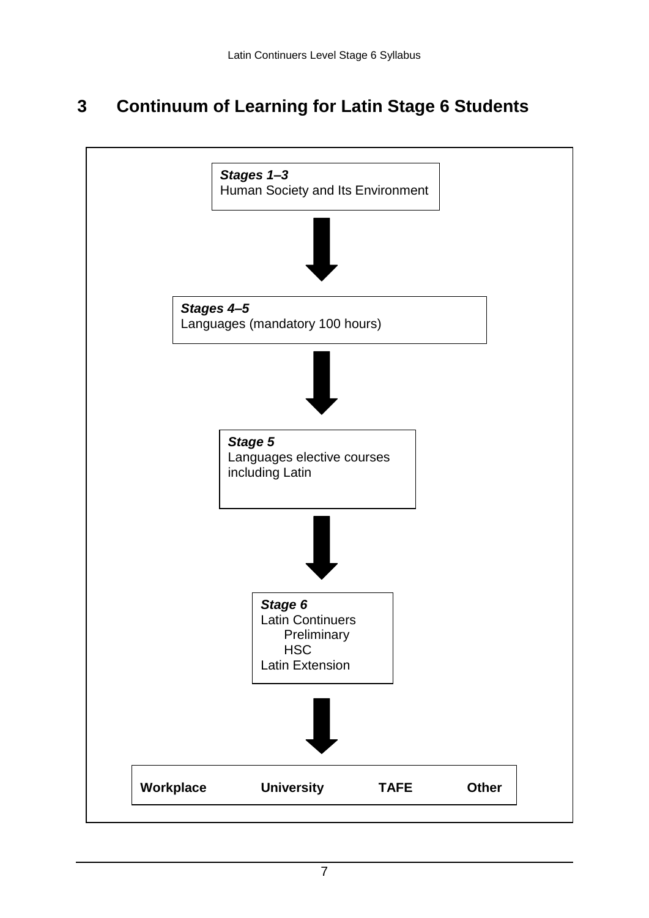# 3 Continuum of Learning for Latin Stage 6 Students

***Stages 1–3***
Human Society and Its Environment

↓

***Stages 4–5***
Languages (mandatory 100 hours)

↓

***Stage 5***
Languages elective courses including Latin

↓

***Stage 6***
Latin Continuers
- Preliminary
- HSC

Latin Extension

↓

**Workplace** | **University** | **TAFE** | **Other**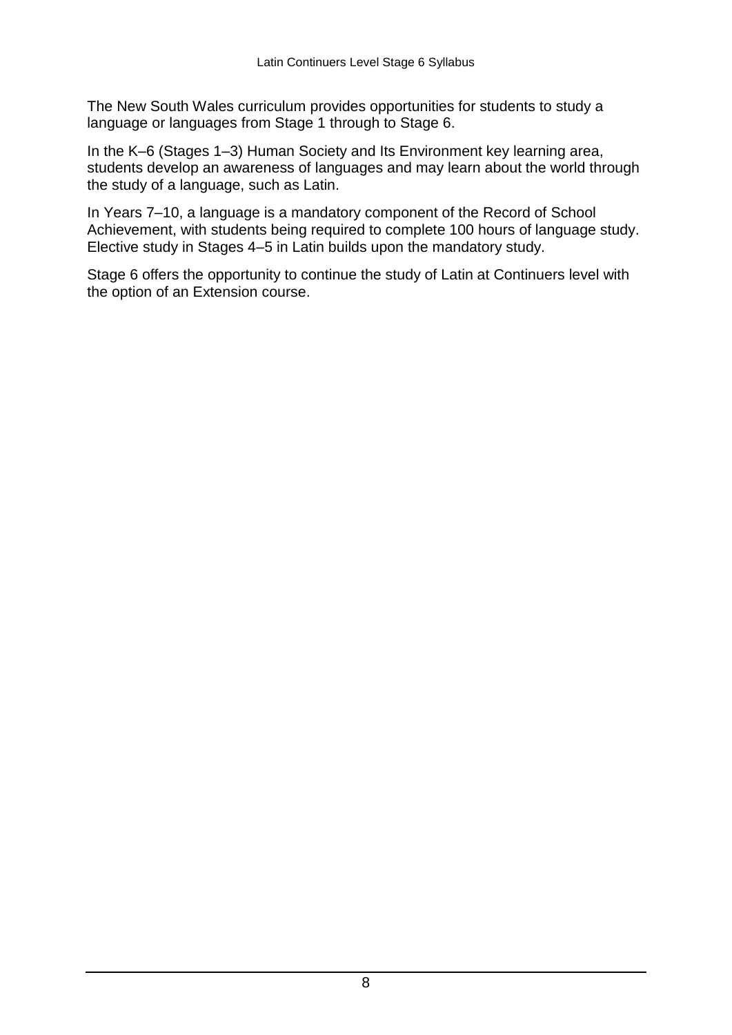The New South Wales curriculum provides opportunities for students to study a language or languages from Stage 1 through to Stage 6.

In the K–6 (Stages 1–3) Human Society and Its Environment key learning area, students develop an awareness of languages and may learn about the world through the study of a language, such as Latin.

In Years 7–10, a language is a mandatory component of the Record of School Achievement, with students being required to complete 100 hours of language study. Elective study in Stages 4–5 in Latin builds upon the mandatory study.

Stage 6 offers the opportunity to continue the study of Latin at Continuers level with the option of an Extension course.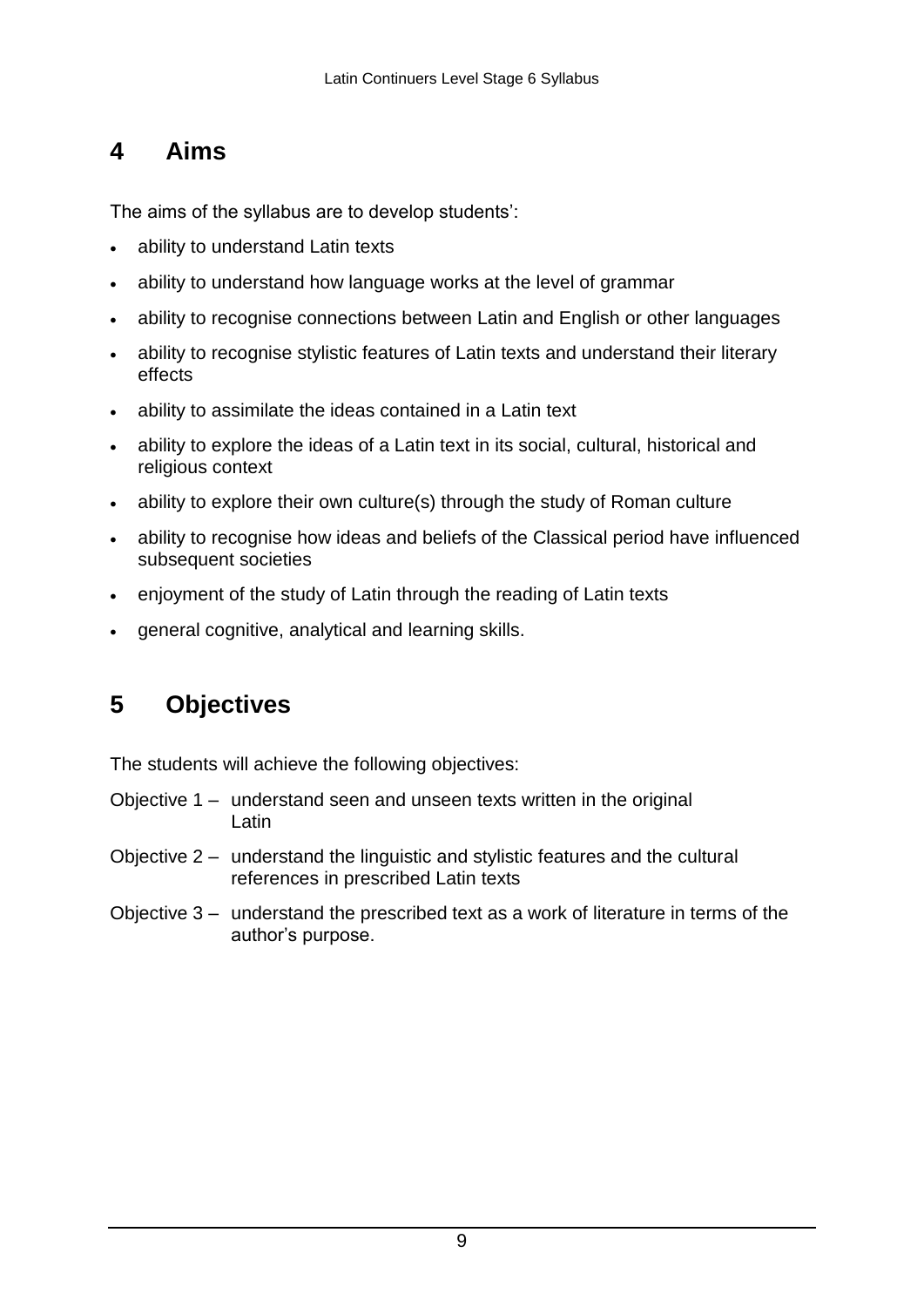## 4 Aims

The aims of the syllabus are to develop students':

- ability to understand Latin texts
- ability to understand how language works at the level of grammar
- ability to recognise connections between Latin and English or other languages
- ability to recognise stylistic features of Latin texts and understand their literary effects
- ability to assimilate the ideas contained in a Latin text
- ability to explore the ideas of a Latin text in its social, cultural, historical and religious context
- ability to explore their own culture(s) through the study of Roman culture
- ability to recognise how ideas and beliefs of the Classical period have influenced subsequent societies
- enjoyment of the study of Latin through the reading of Latin texts
- general cognitive, analytical and learning skills.

## 5 Objectives

The students will achieve the following objectives:

Objective 1 – understand seen and unseen texts written in the original Latin

Objective 2 – understand the linguistic and stylistic features and the cultural references in prescribed Latin texts

Objective 3 – understand the prescribed text as a work of literature in terms of the author's purpose.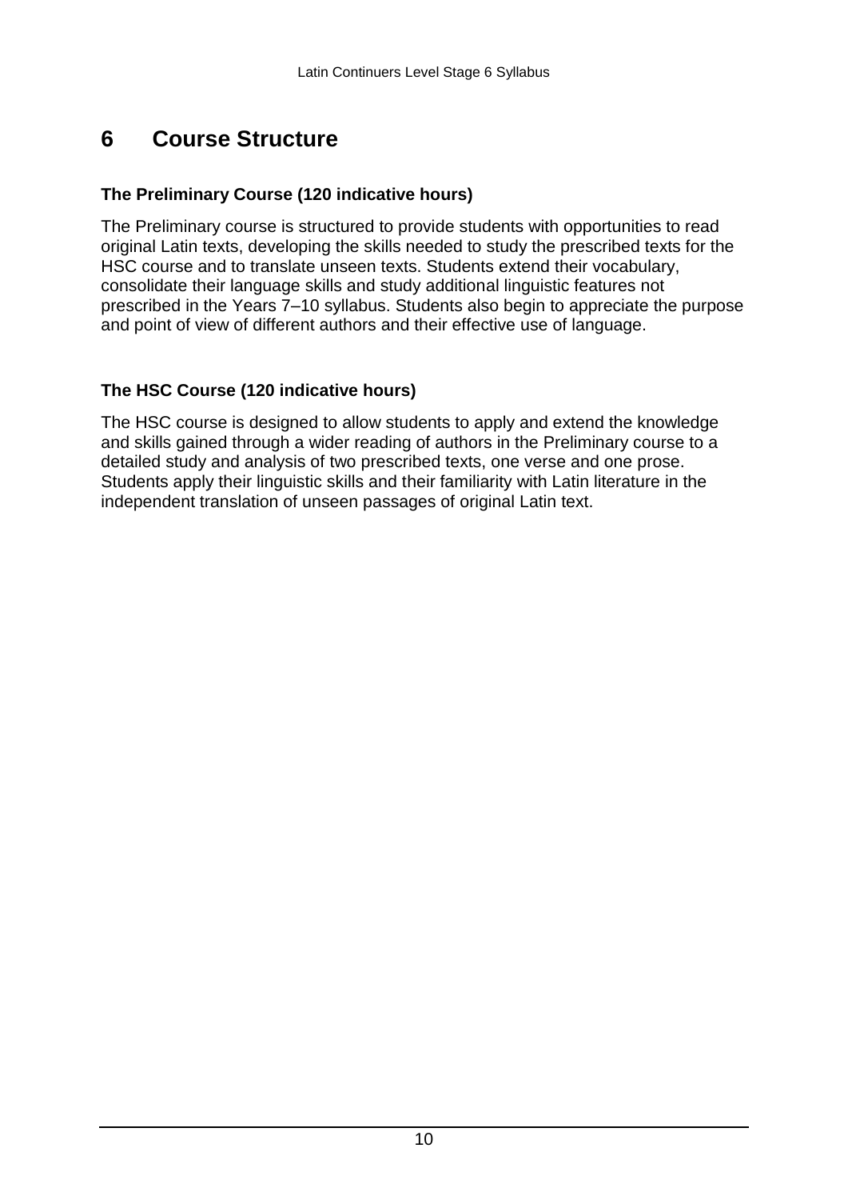# 6 Course Structure

### The Preliminary Course (120 indicative hours)

The Preliminary course is structured to provide students with opportunities to read original Latin texts, developing the skills needed to study the prescribed texts for the HSC course and to translate unseen texts. Students extend their vocabulary, consolidate their language skills and study additional linguistic features not prescribed in the Years 7–10 syllabus. Students also begin to appreciate the purpose and point of view of different authors and their effective use of language.

### The HSC Course (120 indicative hours)

The HSC course is designed to allow students to apply and extend the knowledge and skills gained through a wider reading of authors in the Preliminary course to a detailed study and analysis of two prescribed texts, one verse and one prose. Students apply their linguistic skills and their familiarity with Latin literature in the independent translation of unseen passages of original Latin text.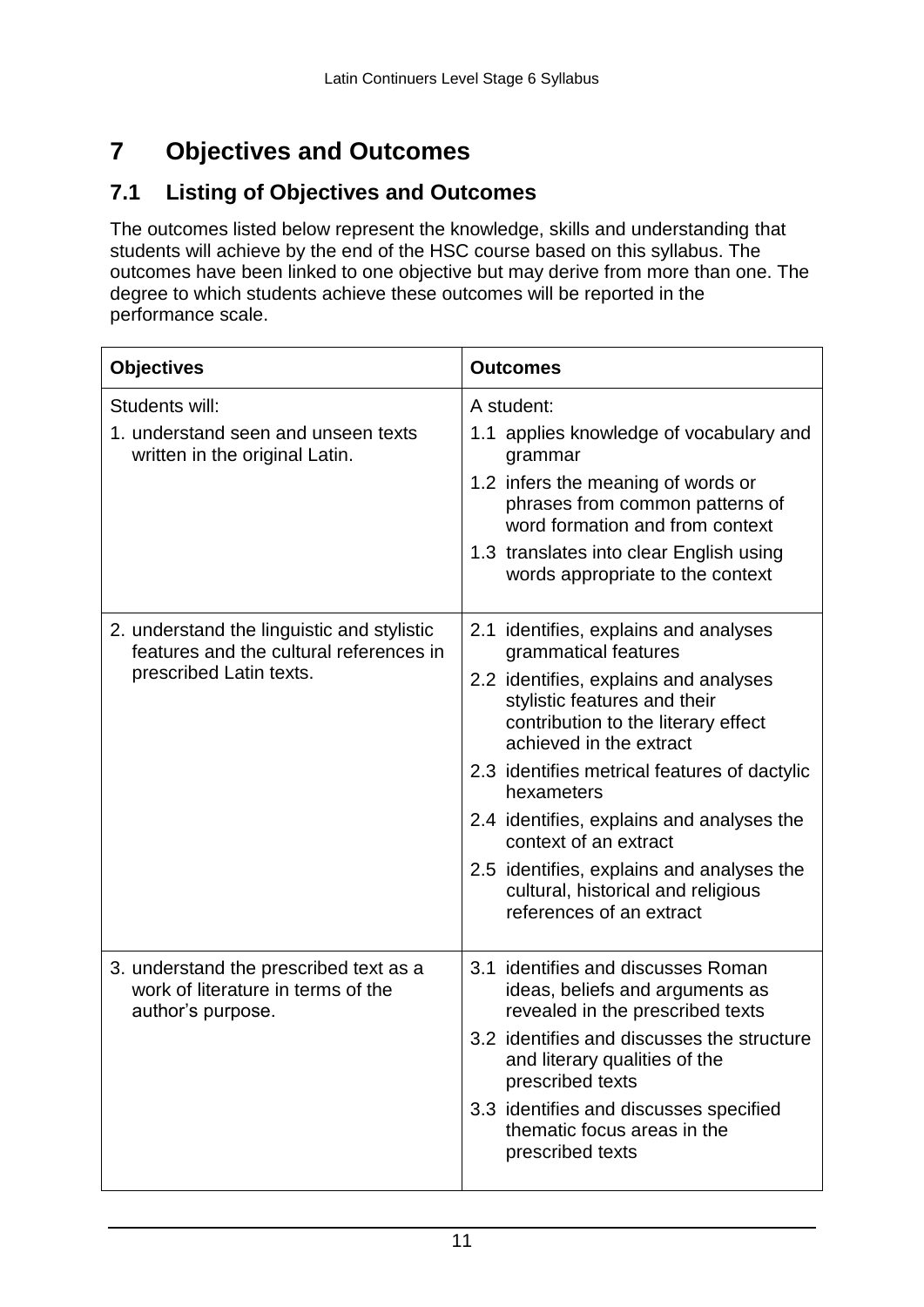# 7 Objectives and Outcomes

## 7.1 Listing of Objectives and Outcomes

The outcomes listed below represent the knowledge, skills and understanding that students will achieve by the end of the HSC course based on this syllabus. The outcomes have been linked to one objective but may derive from more than one. The degree to which students achieve these outcomes will be reported in the performance scale.

| Objectives | Outcomes |
|---|---|
| Students will:<br>1. understand seen and unseen texts written in the original Latin. | A student:<br>1.1 applies knowledge of vocabulary and grammar<br>1.2 infers the meaning of words or phrases from common patterns of word formation and from context<br>1.3 translates into clear English using words appropriate to the context |
| 2. understand the linguistic and stylistic features and the cultural references in prescribed Latin texts. | 2.1 identifies, explains and analyses grammatical features<br>2.2 identifies, explains and analyses stylistic features and their contribution to the literary effect achieved in the extract<br>2.3 identifies metrical features of dactylic hexameters<br>2.4 identifies, explains and analyses the context of an extract<br>2.5 identifies, explains and analyses the cultural, historical and religious references of an extract |
| 3. understand the prescribed text as a work of literature in terms of the author's purpose. | 3.1 identifies and discusses Roman ideas, beliefs and arguments as revealed in the prescribed texts<br>3.2 identifies and discusses the structure and literary qualities of the prescribed texts<br>3.3 identifies and discusses specified thematic focus areas in the prescribed texts |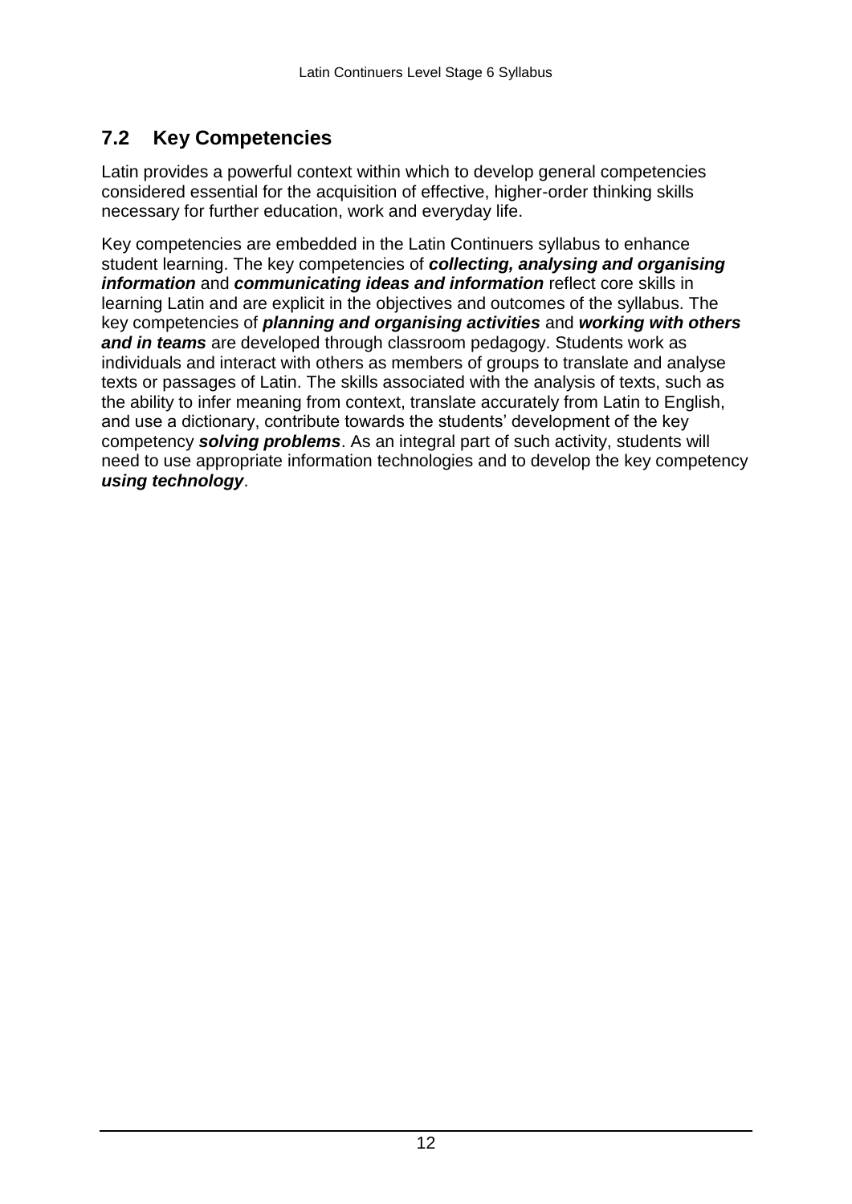## 7.2 Key Competencies

Latin provides a powerful context within which to develop general competencies considered essential for the acquisition of effective, higher-order thinking skills necessary for further education, work and everyday life.

Key competencies are embedded in the Latin Continuers syllabus to enhance student learning. The key competencies of ***collecting, analysing and organising information*** and ***communicating ideas and information*** reflect core skills in learning Latin and are explicit in the objectives and outcomes of the syllabus. The key competencies of ***planning and organising activities*** and ***working with others and in teams*** are developed through classroom pedagogy. Students work as individuals and interact with others as members of groups to translate and analyse texts or passages of Latin. The skills associated with the analysis of texts, such as the ability to infer meaning from context, translate accurately from Latin to English, and use a dictionary, contribute towards the students' development of the key competency ***solving problems***. As an integral part of such activity, students will need to use appropriate information technologies and to develop the key competency ***using technology***.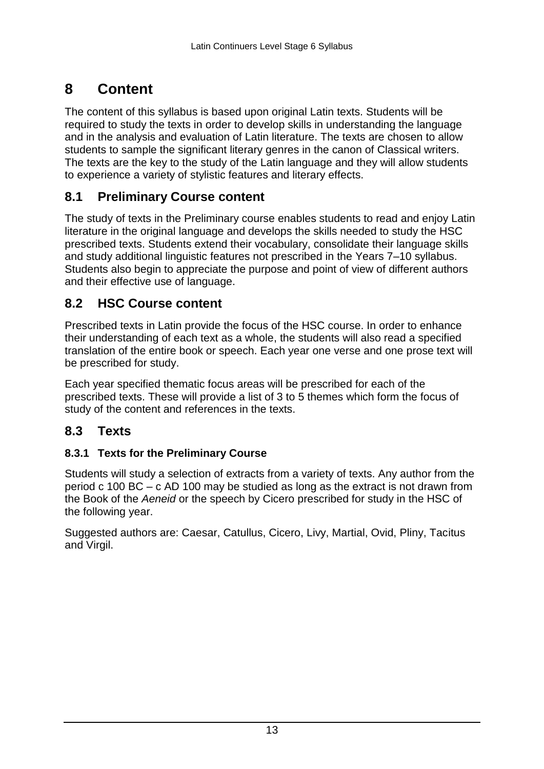# 8 Content

The content of this syllabus is based upon original Latin texts. Students will be required to study the texts in order to develop skills in understanding the language and in the analysis and evaluation of Latin literature. The texts are chosen to allow students to sample the significant literary genres in the canon of Classical writers. The texts are the key to the study of the Latin language and they will allow students to experience a variety of stylistic features and literary effects.

## 8.1 Preliminary Course content

The study of texts in the Preliminary course enables students to read and enjoy Latin literature in the original language and develops the skills needed to study the HSC prescribed texts. Students extend their vocabulary, consolidate their language skills and study additional linguistic features not prescribed in the Years 7–10 syllabus. Students also begin to appreciate the purpose and point of view of different authors and their effective use of language.

## 8.2 HSC Course content

Prescribed texts in Latin provide the focus of the HSC course. In order to enhance their understanding of each text as a whole, the students will also read a specified translation of the entire book or speech. Each year one verse and one prose text will be prescribed for study.

Each year specified thematic focus areas will be prescribed for each of the prescribed texts. These will provide a list of 3 to 5 themes which form the focus of study of the content and references in the texts.

## 8.3 Texts

### 8.3.1 Texts for the Preliminary Course

Students will study a selection of extracts from a variety of texts. Any author from the period c 100 BC – c AD 100 may be studied as long as the extract is not drawn from the Book of the *Aeneid* or the speech by Cicero prescribed for study in the HSC of the following year.

Suggested authors are: Caesar, Catullus, Cicero, Livy, Martial, Ovid, Pliny, Tacitus and Virgil.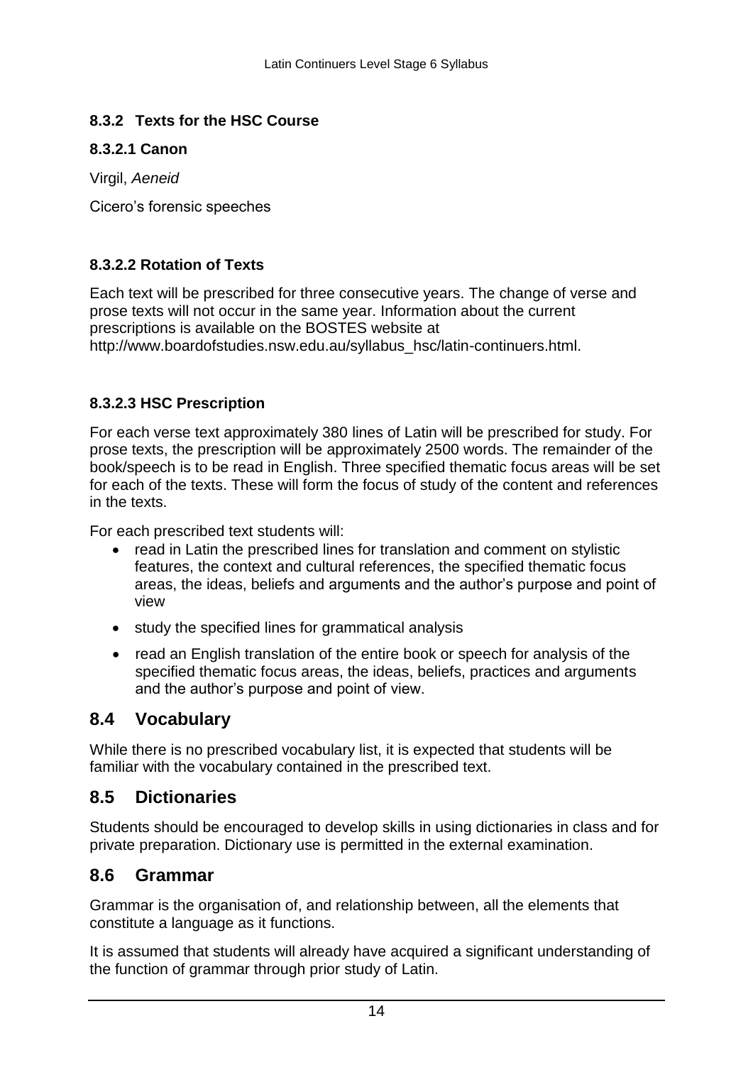### 8.3.2 Texts for the HSC Course

#### 8.3.2.1 Canon

Virgil, *Aeneid*

Cicero's forensic speeches

#### 8.3.2.2 Rotation of Texts

Each text will be prescribed for three consecutive years. The change of verse and prose texts will not occur in the same year. Information about the current prescriptions is available on the BOSTES website at http://www.boardofstudies.nsw.edu.au/syllabus_hsc/latin-continuers.html.

#### 8.3.2.3 HSC Prescription

For each verse text approximately 380 lines of Latin will be prescribed for study. For prose texts, the prescription will be approximately 2500 words. The remainder of the book/speech is to be read in English. Three specified thematic focus areas will be set for each of the texts. These will form the focus of study of the content and references in the texts.

For each prescribed text students will:

- read in Latin the prescribed lines for translation and comment on stylistic features, the context and cultural references, the specified thematic focus areas, the ideas, beliefs and arguments and the author's purpose and point of view
- study the specified lines for grammatical analysis
- read an English translation of the entire book or speech for analysis of the specified thematic focus areas, the ideas, beliefs, practices and arguments and the author's purpose and point of view.

## 8.4 Vocabulary

While there is no prescribed vocabulary list, it is expected that students will be familiar with the vocabulary contained in the prescribed text.

## 8.5 Dictionaries

Students should be encouraged to develop skills in using dictionaries in class and for private preparation. Dictionary use is permitted in the external examination.

## 8.6 Grammar

Grammar is the organisation of, and relationship between, all the elements that constitute a language as it functions.

It is assumed that students will already have acquired a significant understanding of the function of grammar through prior study of Latin.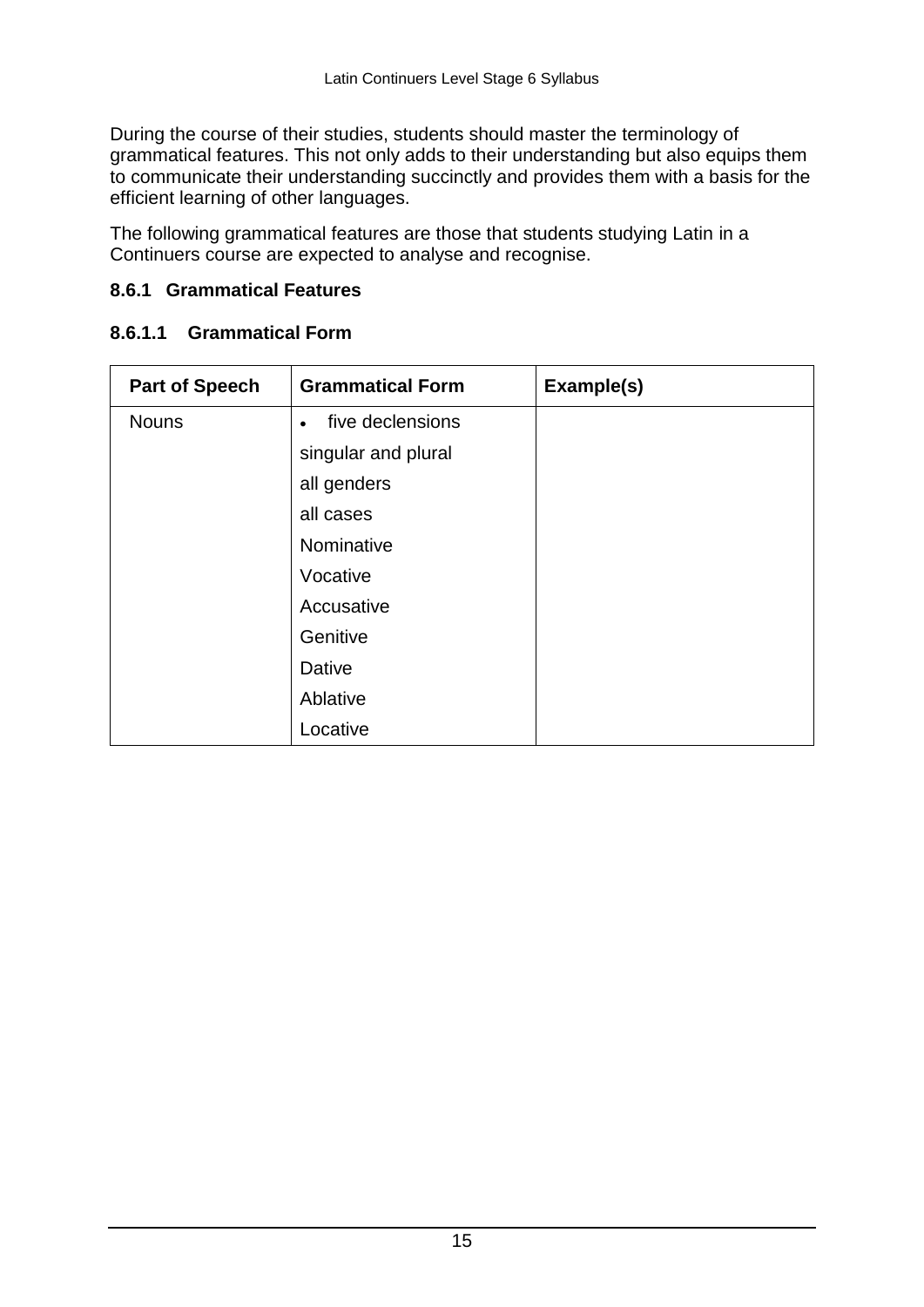During the course of their studies, students should master the terminology of grammatical features. This not only adds to their understanding but also equips them to communicate their understanding succinctly and provides them with a basis for the efficient learning of other languages.

The following grammatical features are those that students studying Latin in a Continuers course are expected to analyse and recognise.

### 8.6.1 Grammatical Features

#### 8.6.1.1 Grammatical Form

| Part of Speech | Grammatical Form | Example(s) |
|---|---|---|
| Nouns | • five declensions<br>singular and plural<br>all genders<br>all cases<br>Nominative<br>Vocative<br>Accusative<br>Genitive<br>Dative<br>Ablative<br>Locative | |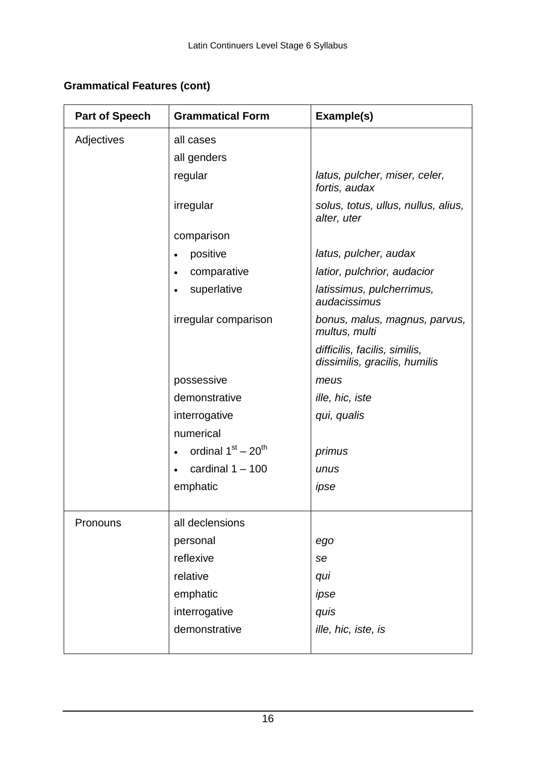**Grammatical Features (cont)**

| Part of Speech | Grammatical Form | Example(s) |
|---|---|---|
| Adjectives | all cases | |
| | all genders | |
| | regular | *latus, pulcher, miser, celer, fortis, audax* |
| | irregular | *solus, totus, ullus, nullus, alius, alter, uter* |
| | comparison | |
| | • positive | *latus, pulcher, audax* |
| | • comparative | *latior, pulchrior, audacior* |
| | • superlative | *latissimus, pulcherrimus, audacissimus* |
| | irregular comparison | *bonus, malus, magnus, parvus, multus, multi* |
| | | *difficilis, facilis, similis, dissimilis, gracilis, humilis* |
| | possessive | *meus* |
| | demonstrative | *ille, hic, iste* |
| | interrogative | *qui, qualis* |
| | numerical | |
| | • ordinal 1st – 20th | *primus* |
| | • cardinal 1 – 100 | *unus* |
| | emphatic | *ipse* |
| Pronouns | all declensions | |
| | personal | *ego* |
| | reflexive | *se* |
| | relative | *qui* |
| | emphatic | *ipse* |
| | interrogative | *quis* |
| | demonstrative | *ille, hic, iste, is* |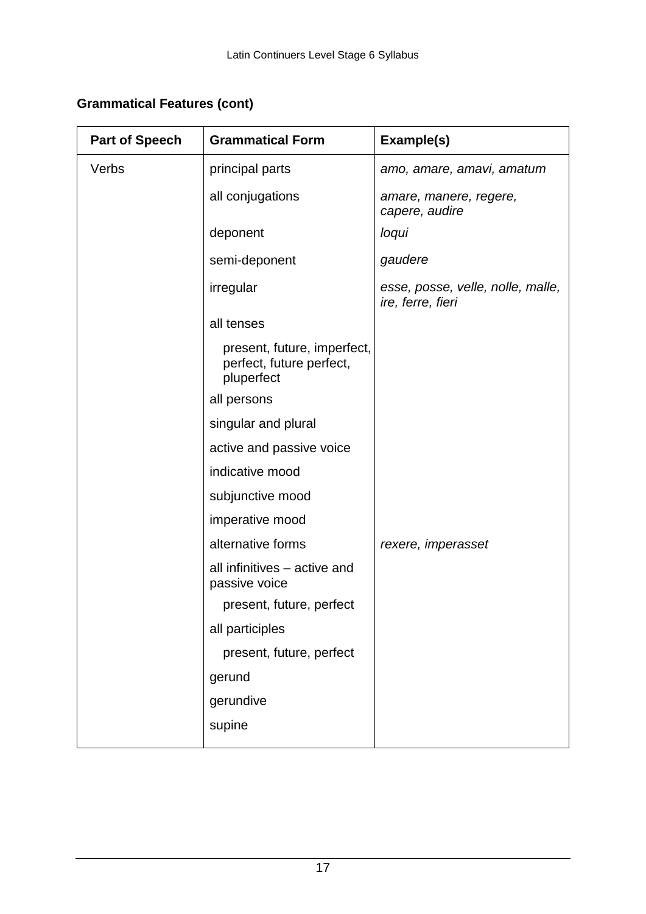**Grammatical Features (cont)**

| Part of Speech | Grammatical Form | Example(s) |
|---|---|---|
| Verbs | principal parts | *amo, amare, amavi, amatum* |
| | all conjugations | *amare, manere, regere, capere, audire* |
| | deponent | *loqui* |
| | semi-deponent | *gaudere* |
| | irregular | *esse, posse, velle, nolle, malle, ire, ferre, fieri* |
| | all tenses | |
| | present, future, imperfect, perfect, future perfect, pluperfect | |
| | all persons | |
| | singular and plural | |
| | active and passive voice | |
| | indicative mood | |
| | subjunctive mood | |
| | imperative mood | |
| | alternative forms | *rexere, imperasset* |
| | all infinitives – active and passive voice | |
| | present, future, perfect | |
| | all participles | |
| | present, future, perfect | |
| | gerund | |
| | gerundive | |
| | supine | |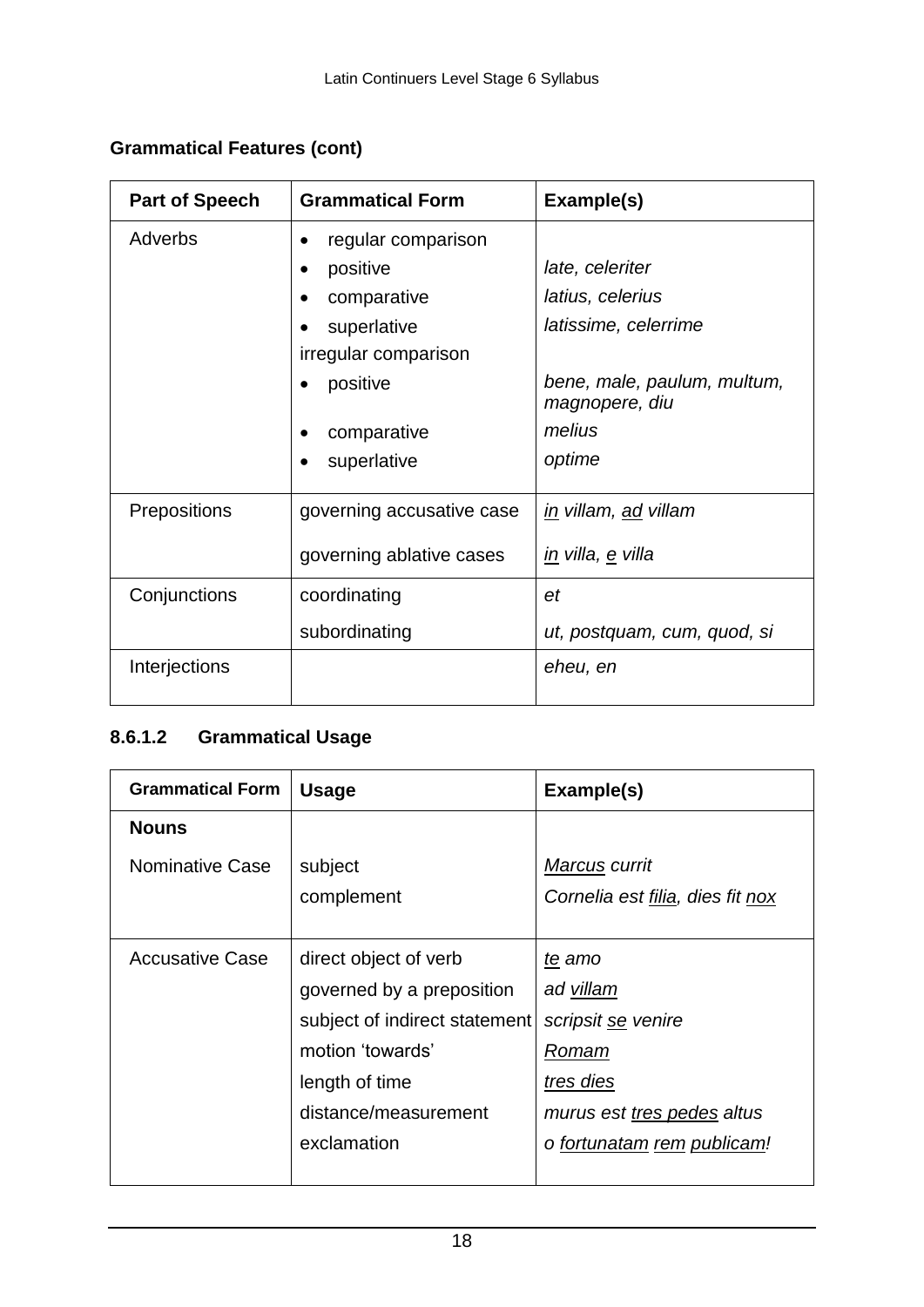### Grammatical Features (cont)

| Part of Speech | Grammatical Form | Example(s) |
|---|---|---|
| Adverbs | • regular comparison<br>• positive<br>• comparative<br>• superlative<br>irregular comparison<br>• positive<br><br>• comparative<br>• superlative | <br>*late, celeriter*<br>*latius, celerius*<br>*latissime, celerrime*<br><br>*bene, male, paulum, multum, magnopere, diu*<br>*melius*<br>*optime* |
| Prepositions | governing accusative case<br><br>governing ablative cases | *<u>in</u> villam, <u>ad</u> villam*<br><br>*<u>in</u> villa, <u>e</u> villa* |
| Conjunctions | coordinating<br>subordinating | *et*<br>*ut, postquam, cum, quod, si* |
| Interjections | | *eheu, en* |

### 8.6.1.2 Grammatical Usage

| Grammatical Form | Usage | Example(s) |
|---|---|---|
| **Nouns** | | |
| Nominative Case | subject<br>complement | *<u>Marcus</u> currit*<br>*Cornelia est <u>filia</u>, dies fit <u>nox</u>* |
| Accusative Case | direct object of verb<br>governed by a preposition<br>subject of indirect statement<br>motion 'towards'<br>length of time<br>distance/measurement<br>exclamation | *<u>te</u> amo*<br>*ad <u>villam</u>*<br>*scripsit <u>se</u> venire*<br>*<u>Romam</u>*<br>*<u>tres dies</u>*<br>*murus est <u>tres pedes</u> altus*<br>*o <u>fortunatam</u> <u>rem</u> <u>publicam</u>!* |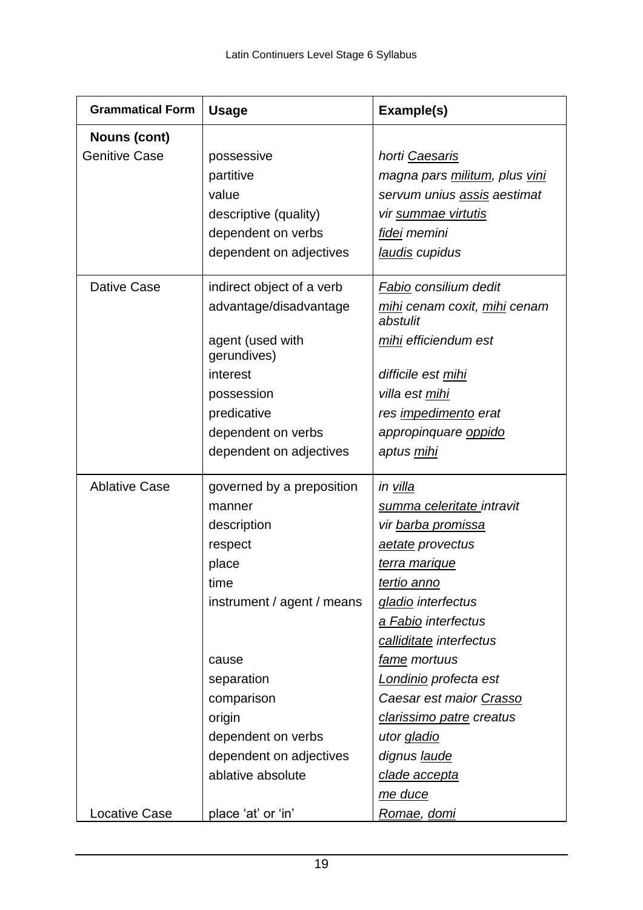| Grammatical Form | Usage | Example(s) |
|---|---|---|
| **Nouns (cont)** | | |
| Genitive Case | possessive | *horti <u>Caesaris</u>* |
| | partitive | *magna pars <u>militum</u>, plus <u>vini</u>* |
| | value | *servum unius <u>assis</u> aestimat* |
| | descriptive (quality) | *vir <u>summae virtutis</u>* |
| | dependent on verbs | *<u>fidei</u> memini* |
| | dependent on adjectives | *<u>laudis</u> cupidus* |
| Dative Case | indirect object of a verb | *<u>Fabio</u> consilium dedit* |
| | advantage/disadvantage | *<u>mihi</u> cenam coxit, <u>mihi</u> cenam abstulit* |
| | agent (used with gerundives) | *<u>mihi</u> efficiendum est* |
| | interest | *difficile est <u>mihi</u>* |
| | possession | *villa est <u>mihi</u>* |
| | predicative | *res <u>impedimento</u> erat* |
| | dependent on verbs | *appropinquare <u>oppido</u>* |
| | dependent on adjectives | *aptus <u>mihi</u>* |
| Ablative Case | governed by a preposition | *in <u>villa</u>* |
| | manner | *<u>summa celeritate</u> intravit* |
| | description | *vir <u>barba promissa</u>* |
| | respect | *<u>aetate</u> provectus* |
| | place | *<u>terra marique</u>* |
| | time | *<u>tertio anno</u>* |
| | instrument / agent / means | *<u>gladio</u> interfectus* |
| | | *<u>a Fabio</u> interfectus* |
| | | *<u>calliditate</u> interfectus* |
| | cause | *<u>fame</u> mortuus* |
| | separation | *<u>Londinio</u> profecta est* |
| | comparison | *Caesar est maior <u>Crasso</u>* |
| | origin | *<u>clarissimo patre</u> creatus* |
| | dependent on verbs | *utor <u>gladio</u>* |
| | dependent on adjectives | *dignus <u>laude</u>* |
| | ablative absolute | *<u>clade accepta</u>* |
| | | *<u>me duce</u>* |
| Locative Case | place 'at' or 'in' | *<u>Romae</u>, <u>domi</u>* |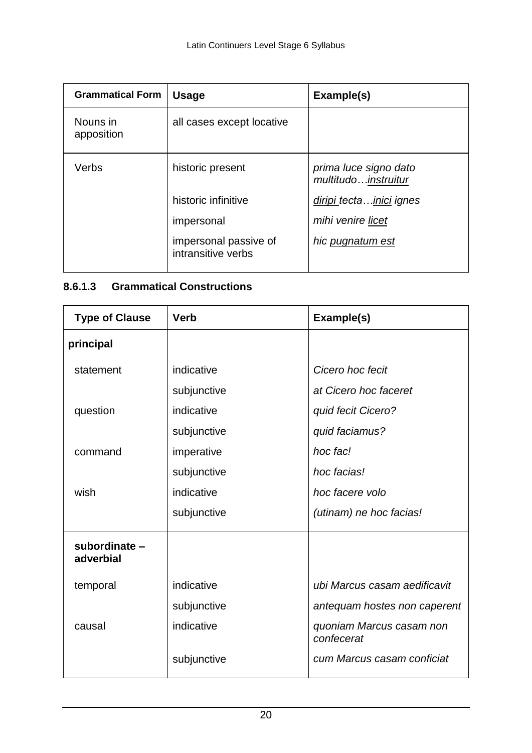| Grammatical Form | Usage | Example(s) |
|---|---|---|
| Nouns in apposition | all cases except locative | |
| Verbs | historic present | *prima luce signo dato multitudo…<u>instruitur</u>* |
| | historic infinitive | *<u>diripi</u> tecta…<u>inici</u> ignes* |
| | impersonal | *mihi venire <u>licet</u>* |
| | impersonal passive of intransitive verbs | *hic <u>pugnatum est</u>* |

#### 8.6.1.3 Grammatical Constructions

| Type of Clause | Verb | Example(s) |
|---|---|---|
| **principal** | | |
| statement | indicative | *Cicero hoc fecit* |
| | subjunctive | *at Cicero hoc faceret* |
| question | indicative | *quid fecit Cicero?* |
| | subjunctive | *quid faciamus?* |
| command | imperative | *hoc fac!* |
| | subjunctive | *hoc facias!* |
| wish | indicative | *hoc facere volo* |
| | subjunctive | *(utinam) ne hoc facias!* |
| **subordinate – adverbial** | | |
| temporal | indicative | *ubi Marcus casam aedificavit* |
| | subjunctive | *antequam hostes non caperent* |
| causal | indicative | *quoniam Marcus casam non confecerat* |
| | subjunctive | *cum Marcus casam conficiat* |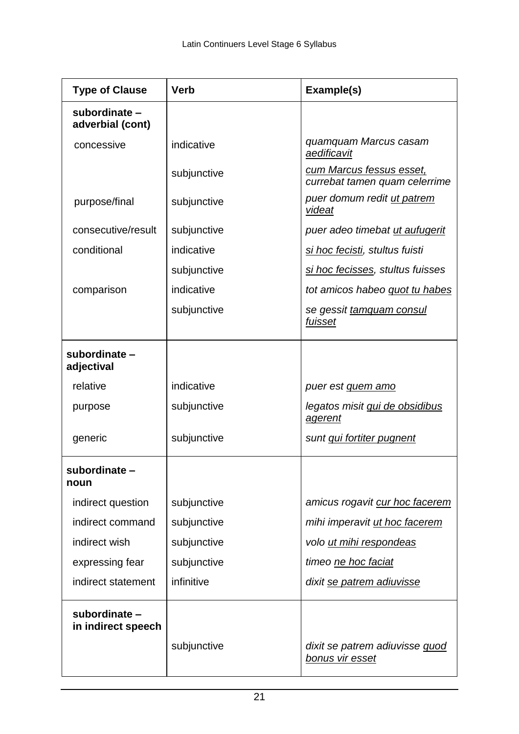| Type of Clause | Verb | Example(s) |
|---|---|---|
| **subordinate – adverbial (cont)** | | |
| concessive | indicative | *quamquam Marcus casam aedificavit* |
| | subjunctive | *cum Marcus fessus esset, currebat tamen quam celerrime* |
| purpose/final | subjunctive | *puer domum redit ut patrem videat* |
| consecutive/result | subjunctive | *puer adeo timebat ut aufugerit* |
| conditional | indicative | *si hoc fecisti, stultus fuisti* |
| | subjunctive | *si hoc fecisses, stultus fuisses* |
| comparison | indicative | *tot amicos habeo quot tu habes* |
| | subjunctive | *se gessit tamquam consul fuisset* |
| **subordinate – adjectival** | | |
| relative | indicative | *puer est quem amo* |
| purpose | subjunctive | *legatos misit qui de obsidibus agerent* |
| generic | subjunctive | *sunt qui fortiter pugnent* |
| **subordinate – noun** | | |
| indirect question | subjunctive | *amicus rogavit cur hoc facerem* |
| indirect command | subjunctive | *mihi imperavit ut hoc facerem* |
| indirect wish | subjunctive | *volo ut mihi respondeas* |
| expressing fear | subjunctive | *timeo ne hoc faciat* |
| indirect statement | infinitive | *dixit se patrem adiuvisse* |
| **subordinate – in indirect speech** | | |
| | subjunctive | *dixit se patrem adiuvisse quod bonus vir esset* |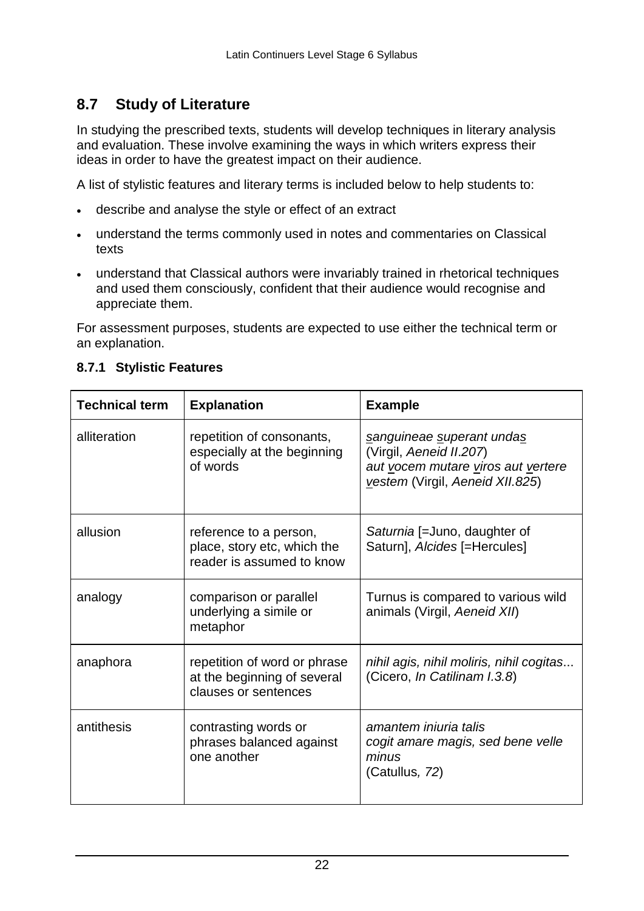## 8.7 Study of Literature

In studying the prescribed texts, students will develop techniques in literary analysis and evaluation. These involve examining the ways in which writers express their ideas in order to have the greatest impact on their audience.

A list of stylistic features and literary terms is included below to help students to:

- describe and analyse the style or effect of an extract
- understand the terms commonly used in notes and commentaries on Classical texts
- understand that Classical authors were invariably trained in rhetorical techniques and used them consciously, confident that their audience would recognise and appreciate them.

For assessment purposes, students are expected to use either the technical term or an explanation.

### 8.7.1 Stylistic Features

| Technical term | Explanation | Example |
|---|---|---|
| alliteration | repetition of consonants, especially at the beginning of words | *sanguineae superant undas* (Virgil, *Aeneid II.207*)<br>*aut vocem mutare viros aut vertere vestem* (Virgil, *Aeneid XII.825*) |
| allusion | reference to a person, place, story etc, which the reader is assumed to know | *Saturnia* [=Juno, daughter of Saturn], *Alcides* [=Hercules] |
| analogy | comparison or parallel underlying a simile or metaphor | Turnus is compared to various wild animals (Virgil, *Aeneid XII*) |
| anaphora | repetition of word or phrase at the beginning of several clauses or sentences | *nihil agis, nihil moliris, nihil cogitas*... (Cicero, *In Catilinam I.3.8*) |
| antithesis | contrasting words or phrases balanced against one another | *amantem iniuria talis*<br>*cogit amare magis, sed bene velle minus*<br>(Catullus, *72*) |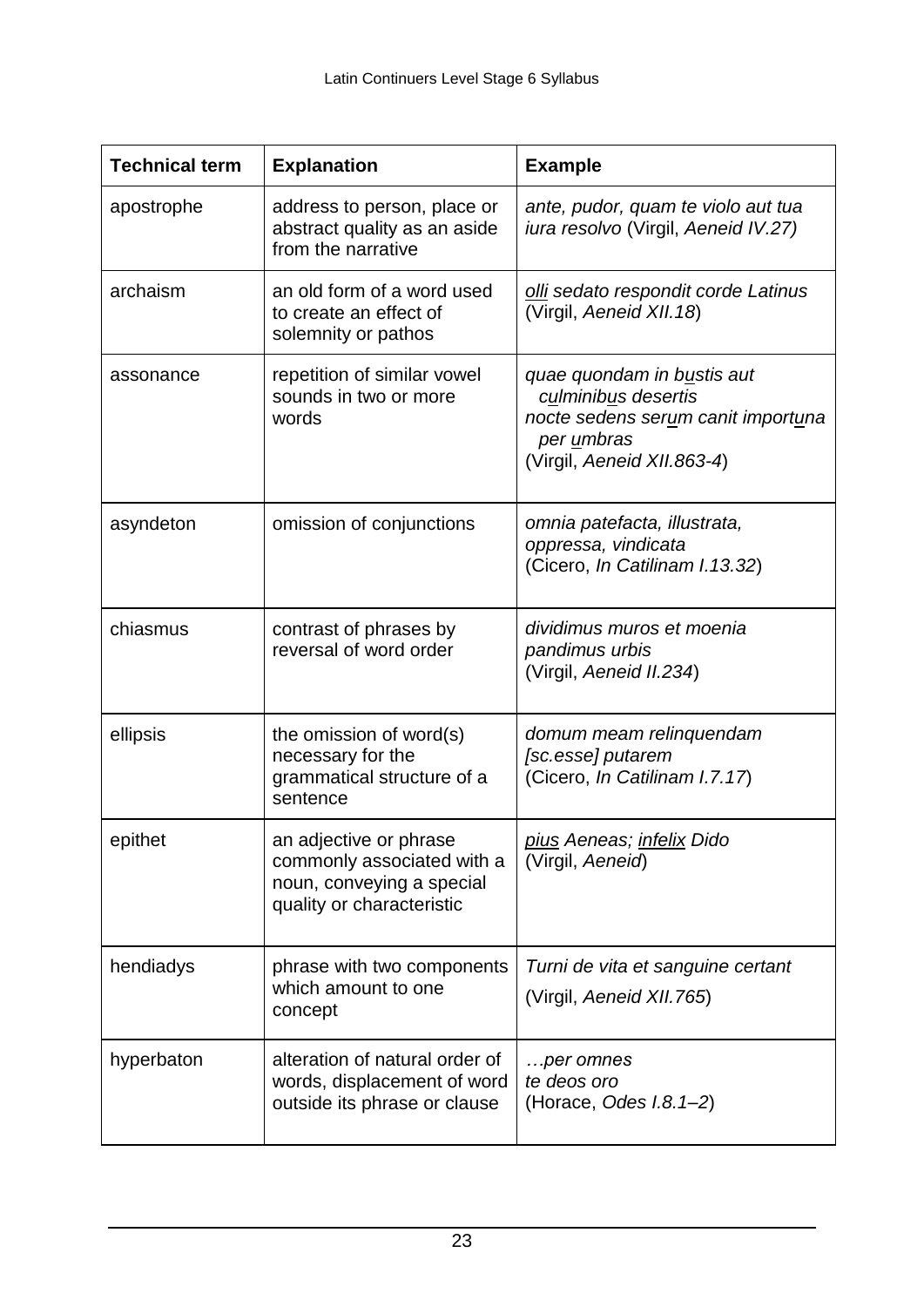| Technical term | Explanation | Example |
|---|---|---|
| apostrophe | address to person, place or abstract quality as an aside from the narrative | *ante, pudor, quam te violo aut tua iura resolvo* (Virgil, *Aeneid IV.27)* |
| archaism | an old form of a word used to create an effect of solemnity or pathos | *olli sedato respondit corde Latinus* (Virgil, *Aeneid XII.18*) |
| assonance | repetition of similar vowel sounds in two or more words | *quae quondam in bustis aut culminibus desertis nocte sedens serum canit importuna per umbras* (Virgil, *Aeneid XII.863-4*) |
| asyndeton | omission of conjunctions | *omnia patefacta, illustrata, oppressa, vindicata* (Cicero, *In Catilinam I.13.32*) |
| chiasmus | contrast of phrases by reversal of word order | *dividimus muros et moenia pandimus urbis* (Virgil, *Aeneid II.234*) |
| ellipsis | the omission of word(s) necessary for the grammatical structure of a sentence | *domum meam relinquendam [sc.esse] putarem* (Cicero, *In Catilinam I.7.17*) |
| epithet | an adjective or phrase commonly associated with a noun, conveying a special quality or characteristic | *pius Aeneas; infelix Dido* (Virgil, *Aeneid*) |
| hendiadys | phrase with two components which amount to one concept | *Turni de vita et sanguine certant* (Virgil, *Aeneid XII.765*) |
| hyperbaton | alteration of natural order of words, displacement of word outside its phrase or clause | *…per omnes te deos oro* (Horace, *Odes I.8.1–2*) |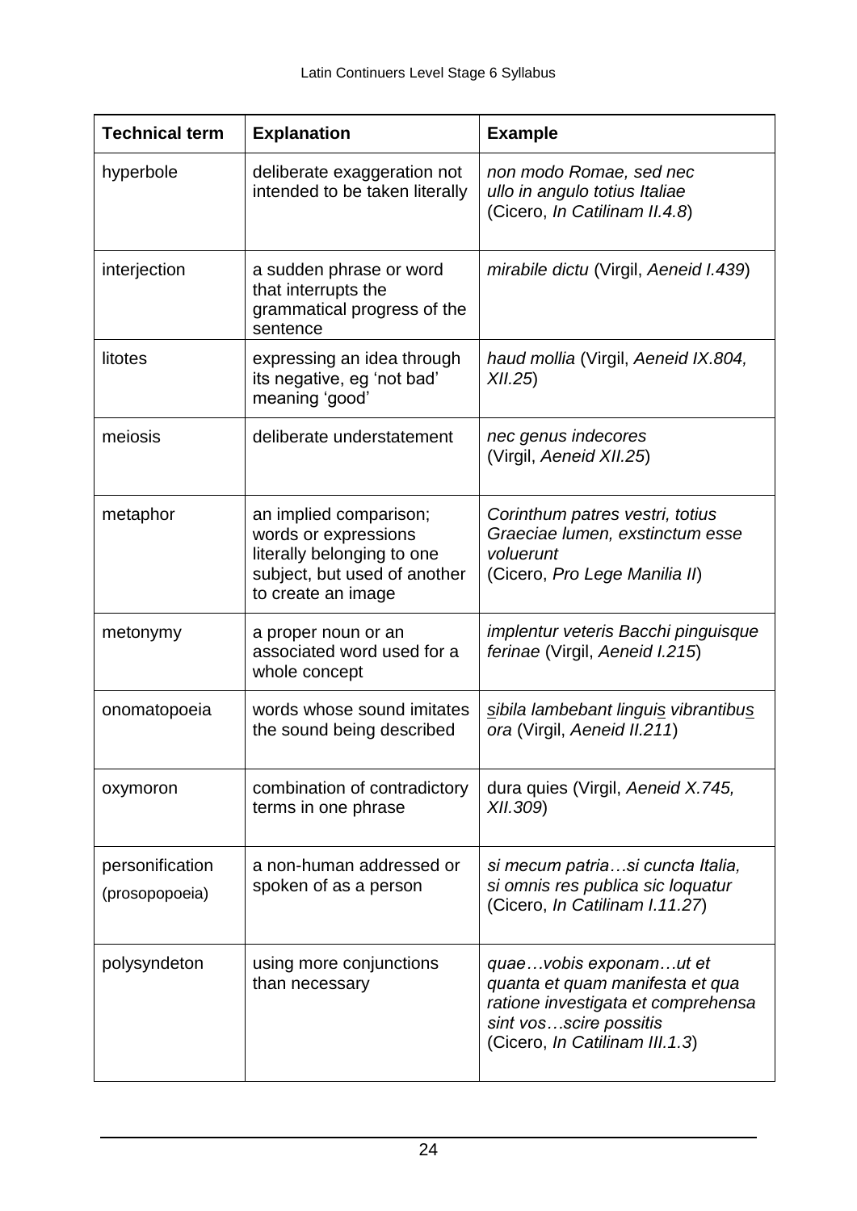| Technical term | Explanation | Example |
|---|---|---|
| hyperbole | deliberate exaggeration not intended to be taken literally | *non modo Romae, sed nec ullo in angulo totius Italiae* (Cicero, *In Catilinam II.4.8*) |
| interjection | a sudden phrase or word that interrupts the grammatical progress of the sentence | *mirabile dictu* (Virgil, *Aeneid I.439*) |
| litotes | expressing an idea through its negative, eg 'not bad' meaning 'good' | *haud mollia* (Virgil, *Aeneid IX.804, XII.25*) |
| meiosis | deliberate understatement | *nec genus indecores* (Virgil, *Aeneid XII.25*) |
| metaphor | an implied comparison; words or expressions literally belonging to one subject, but used of another to create an image | *Corinthum patres vestri, totius Graeciae lumen, exstinctum esse voluerunt* (Cicero, *Pro Lege Manilia II*) |
| metonymy | a proper noun or an associated word used for a whole concept | *implentur veteris Bacchi pinguisque ferinae* (Virgil, *Aeneid I.215*) |
| onomatopoeia | words whose sound imitates the sound being described | *<u>s</u>ibila lambebant lingui<u>s</u> vibrantibu<u>s</u> ora* (Virgil, *Aeneid II.211*) |
| oxymoron | combination of contradictory terms in one phrase | dura quies (Virgil, *Aeneid X.745, XII.309*) |
| personification (prosopopoeia) | a non-human addressed or spoken of as a person | *si mecum patria…si cuncta Italia, si omnis res publica sic loquatur* (Cicero, *In Catilinam I.11.27*) |
| polysyndeton | using more conjunctions than necessary | *quae…vobis exponam…ut et quanta et quam manifesta et qua ratione investigata et comprehensa sint vos…scire possitis* (Cicero, *In Catilinam III.1.3*) |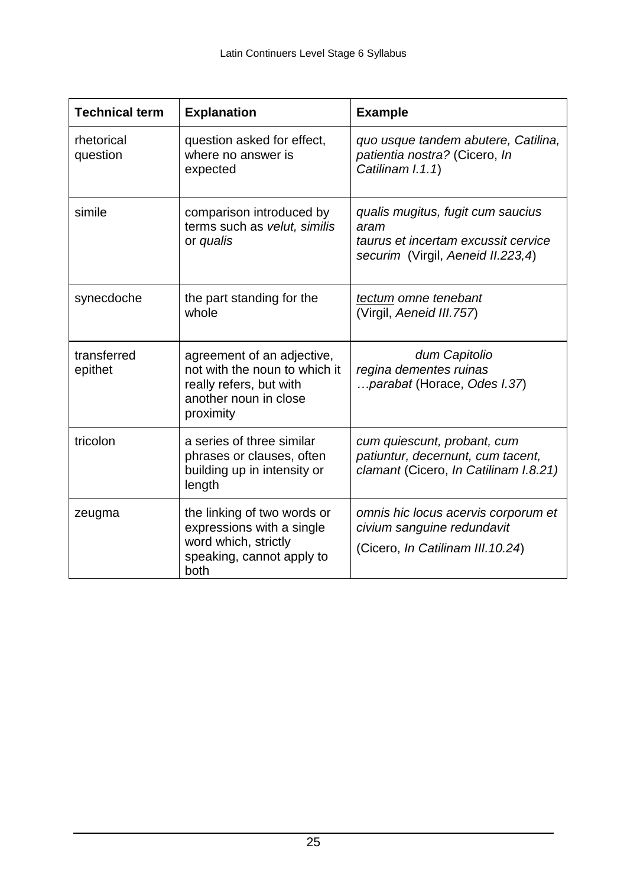| Technical term | Explanation | Example |
|---|---|---|
| rhetorical question | question asked for effect, where no answer is expected | *quo usque tandem abutere, Catilina, patientia nostra?* (Cicero, *In Catilinam I.1.1*) |
| simile | comparison introduced by terms such as *velut, similis* or *qualis* | *qualis mugitus, fugit cum saucius aram taurus et incertam excussit cervice securim* (Virgil, *Aeneid II.223,4*) |
| synecdoche | the part standing for the whole | *<u>tectum</u> omne tenebant* (Virgil, *Aeneid III.757*) |
| transferred epithet | agreement of an adjective, not with the noun to which it really refers, but with another noun in close proximity | *dum Capitolio regina dementes ruinas …parabat* (Horace, *Odes I.37*) |
| tricolon | a series of three similar phrases or clauses, often building up in intensity or length | *cum quiescunt, probant, cum patiuntur, decernunt, cum tacent, clamant* (Cicero, *In Catilinam I.8.21)* |
| zeugma | the linking of two words or expressions with a single word which, strictly speaking, cannot apply to both | *omnis hic locus acervis corporum et civium sanguine redundavit* (Cicero, *In Catilinam III.10.24*) |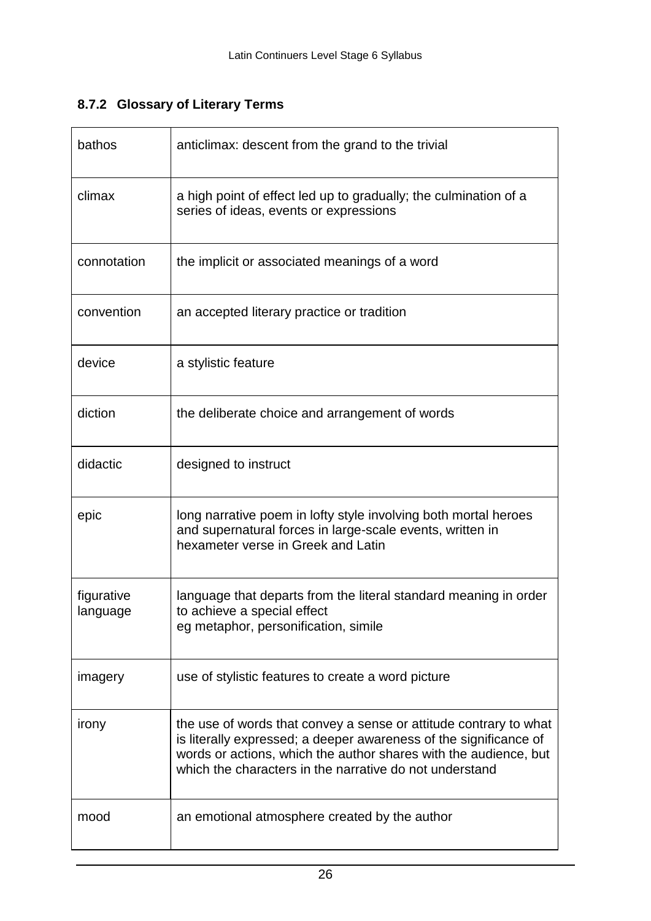### 8.7.2 Glossary of Literary Terms

| | |
|---|---|
| bathos | anticlimax: descent from the grand to the trivial |
| climax | a high point of effect led up to gradually; the culmination of a series of ideas, events or expressions |
| connotation | the implicit or associated meanings of a word |
| convention | an accepted literary practice or tradition |
| device | a stylistic feature |
| diction | the deliberate choice and arrangement of words |
| didactic | designed to instruct |
| epic | long narrative poem in lofty style involving both mortal heroes and supernatural forces in large-scale events, written in hexameter verse in Greek and Latin |
| figurative language | language that departs from the literal standard meaning in order to achieve a special effect<br>eg metaphor, personification, simile |
| imagery | use of stylistic features to create a word picture |
| irony | the use of words that convey a sense or attitude contrary to what is literally expressed; a deeper awareness of the significance of words or actions, which the author shares with the audience, but which the characters in the narrative do not understand |
| mood | an emotional atmosphere created by the author |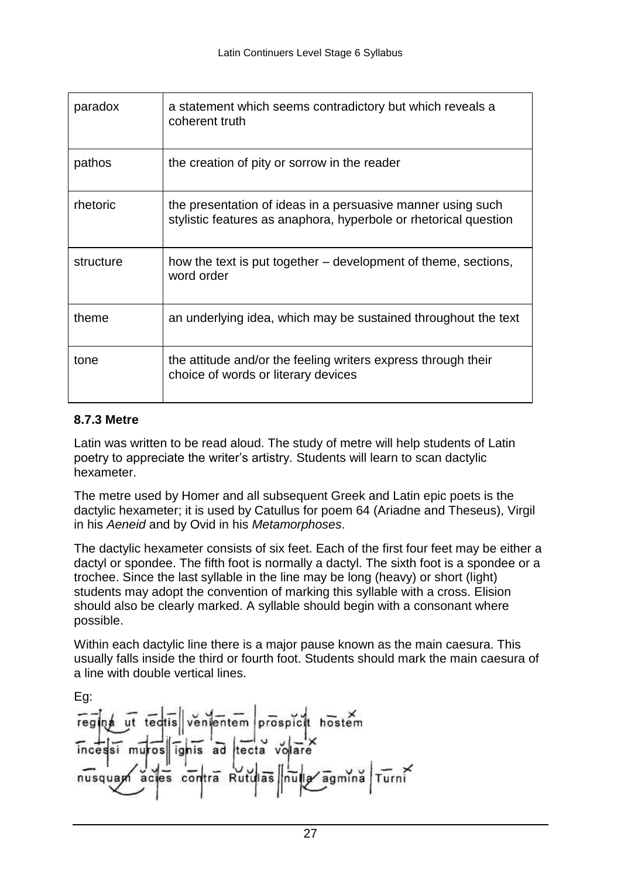| paradox | a statement which seems contradictory but which reveals a coherent truth |
|---|---|
| pathos | the creation of pity or sorrow in the reader |
| rhetoric | the presentation of ideas in a persuasive manner using such stylistic features as anaphora, hyperbole or rhetorical question |
| structure | how the text is put together – development of theme, sections, word order |
| theme | an underlying idea, which may be sustained throughout the text |
| tone | the attitude and/or the feeling writers express through their choice of words or literary devices |

### 8.7.3 Metre

Latin was written to be read aloud. The study of metre will help students of Latin poetry to appreciate the writer's artistry. Students will learn to scan dactylic hexameter.

The metre used by Homer and all subsequent Greek and Latin epic poets is the dactylic hexameter; it is used by Catullus for poem 64 (Ariadne and Theseus), Virgil in his *Aeneid* and by Ovid in his *Metamorphoses*.

The dactylic hexameter consists of six feet. Each of the first four feet may be either a dactyl or spondee. The fifth foot is normally a dactyl. The sixth foot is a spondee or a trochee. Since the last syllable in the line may be long (heavy) or short (light) students may adopt the convention of marking this syllable with a cross. Elision should also be clearly marked. A syllable should begin with a consonant where possible.

Within each dactylic line there is a major pause known as the main caesura. This usually falls inside the third or fourth foot. Students should mark the main caesura of a line with double vertical lines.

Eg:

regina ut tectis || venientem prospicit hostem
incessi muros || ignis ad tecta volare
nusquam acies contra Rutulas || nulla agmina Turni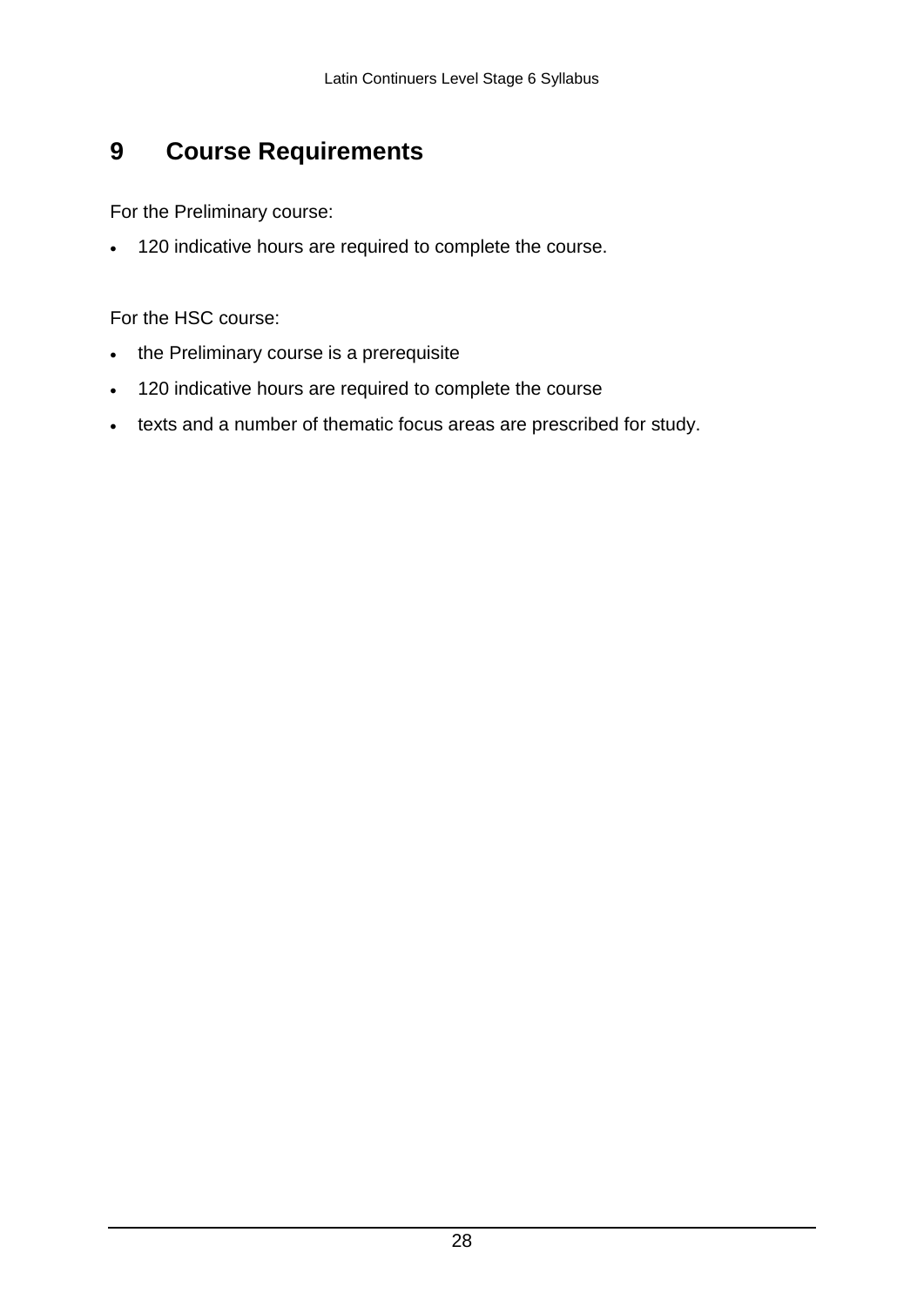# 9 Course Requirements

For the Preliminary course:

- 120 indicative hours are required to complete the course.

For the HSC course:

- the Preliminary course is a prerequisite
- 120 indicative hours are required to complete the course
- texts and a number of thematic focus areas are prescribed for study.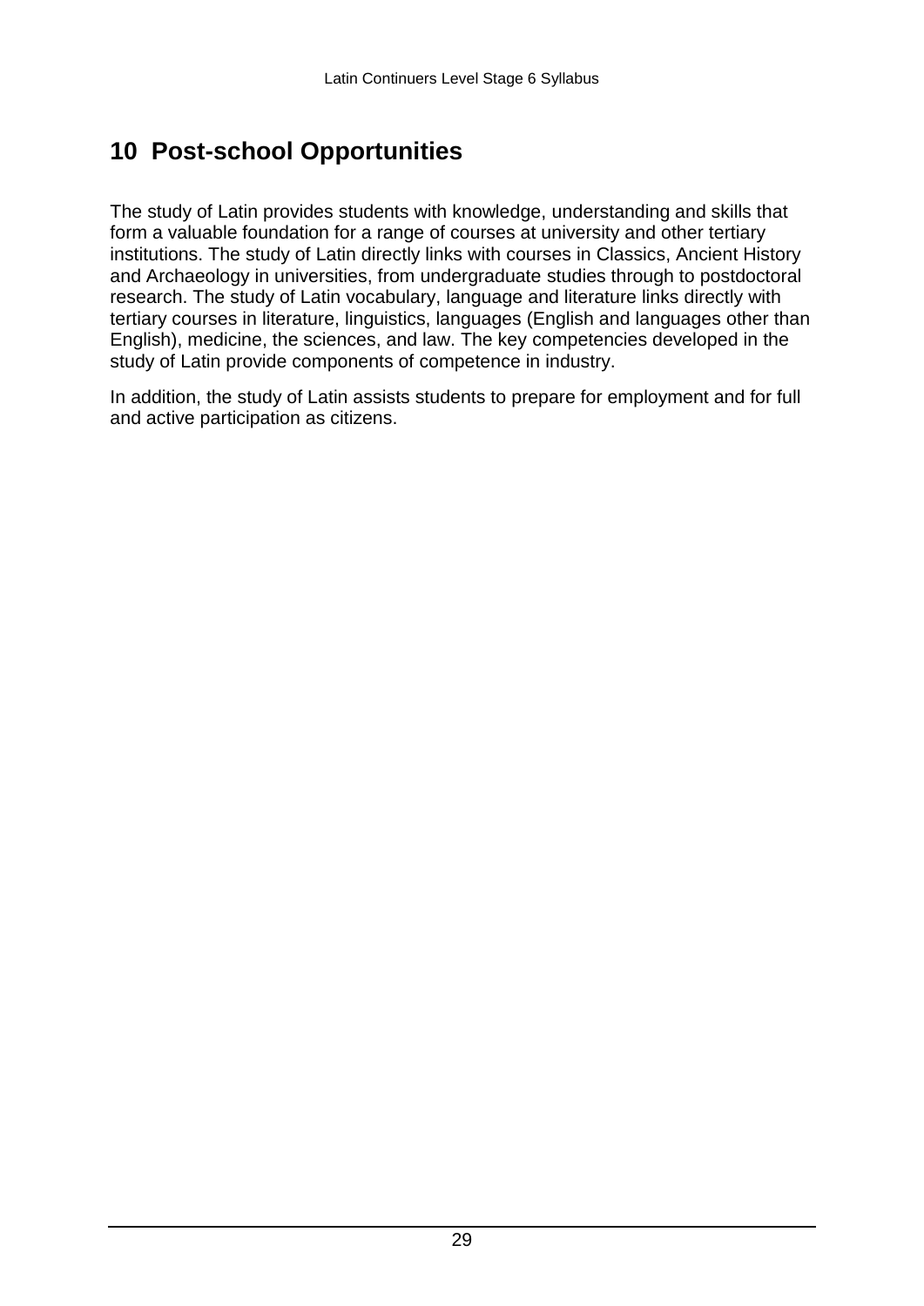# 10 Post-school Opportunities

The study of Latin provides students with knowledge, understanding and skills that form a valuable foundation for a range of courses at university and other tertiary institutions. The study of Latin directly links with courses in Classics, Ancient History and Archaeology in universities, from undergraduate studies through to postdoctoral research. The study of Latin vocabulary, language and literature links directly with tertiary courses in literature, linguistics, languages (English and languages other than English), medicine, the sciences, and law. The key competencies developed in the study of Latin provide components of competence in industry.

In addition, the study of Latin assists students to prepare for employment and for full and active participation as citizens.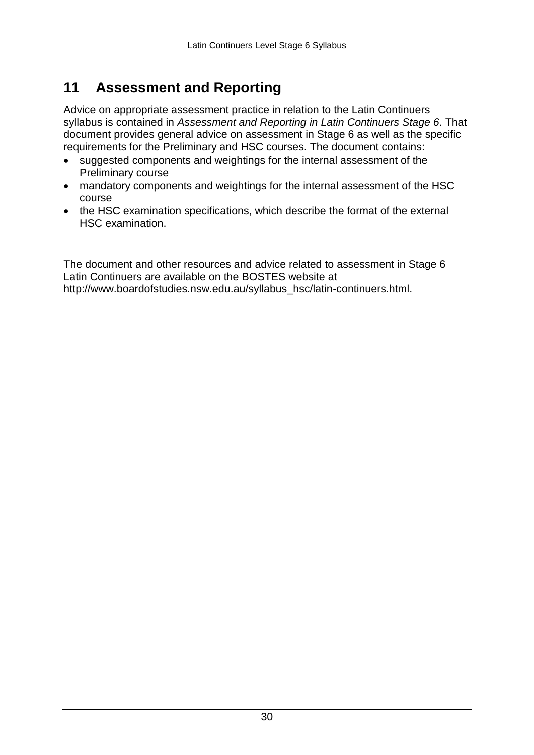## 11 Assessment and Reporting

Advice on appropriate assessment practice in relation to the Latin Continuers syllabus is contained in *Assessment and Reporting in Latin Continuers Stage 6*. That document provides general advice on assessment in Stage 6 as well as the specific requirements for the Preliminary and HSC courses. The document contains:

- suggested components and weightings for the internal assessment of the Preliminary course
- mandatory components and weightings for the internal assessment of the HSC course
- the HSC examination specifications, which describe the format of the external HSC examination.

The document and other resources and advice related to assessment in Stage 6 Latin Continuers are available on the BOSTES website at http://www.boardofstudies.nsw.edu.au/syllabus_hsc/latin-continuers.html.